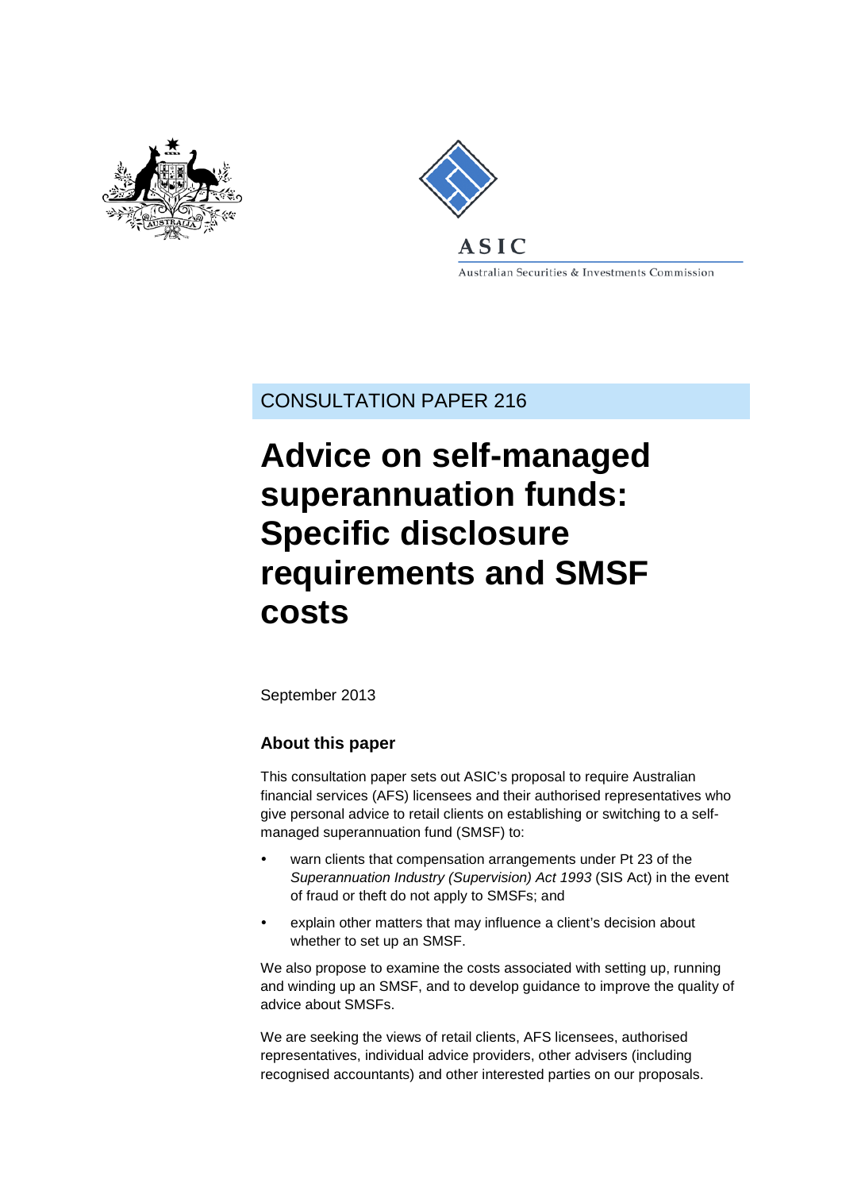ASIC

Australian Securities & Investments Commission

CONSULTATION PAPER 216

# Advice on self-managed superannuation funds: Specific disclosure requirements and SMSF costs

September 2013

## About this paper

This consultation paper sets out ASIC's proposal to require Australian financial services (AFS) licensees and their authorised representatives who give personal advice to retail clients on establishing or switching to a self-managed superannuation fund (SMSF) to:

- warn clients that compensation arrangements under Pt 23 of the *Superannuation Industry (Supervision) Act 1993* (SIS Act) in the event of fraud or theft do not apply to SMSFs; and
- explain other matters that may influence a client's decision about whether to set up an SMSF.

We also propose to examine the costs associated with setting up, running and winding up an SMSF, and to develop guidance to improve the quality of advice about SMSFs.

We are seeking the views of retail clients, AFS licensees, authorised representatives, individual advice providers, other advisers (including recognised accountants) and other interested parties on our proposals.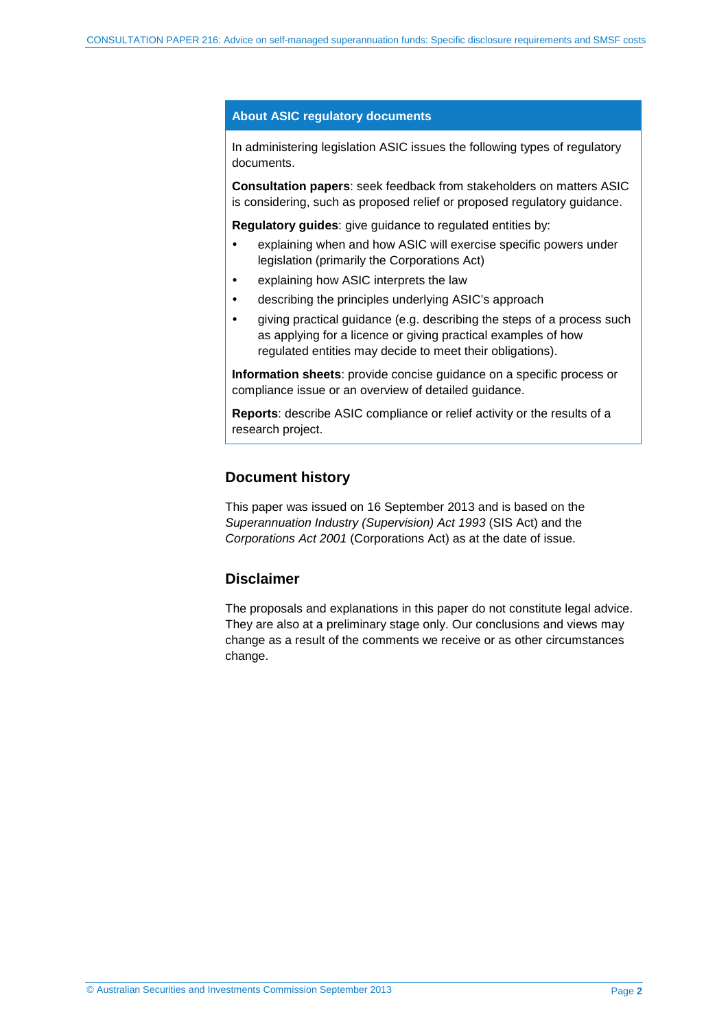## About ASIC regulatory documents

In administering legislation ASIC issues the following types of regulatory documents.

**Consultation papers**: seek feedback from stakeholders on matters ASIC is considering, such as proposed relief or proposed regulatory guidance.

**Regulatory guides**: give guidance to regulated entities by:

- explaining when and how ASIC will exercise specific powers under legislation (primarily the Corporations Act)
- explaining how ASIC interprets the law
- describing the principles underlying ASIC's approach
- giving practical guidance (e.g. describing the steps of a process such as applying for a licence or giving practical examples of how regulated entities may decide to meet their obligations).

**Information sheets**: provide concise guidance on a specific process or compliance issue or an overview of detailed guidance.

**Reports**: describe ASIC compliance or relief activity or the results of a research project.

## Document history

This paper was issued on 16 September 2013 and is based on the *Superannuation Industry (Supervision) Act 1993* (SIS Act) and the *Corporations Act 2001* (Corporations Act) as at the date of issue.

## Disclaimer

The proposals and explanations in this paper do not constitute legal advice. They are also at a preliminary stage only. Our conclusions and views may change as a result of the comments we receive or as other circumstances change.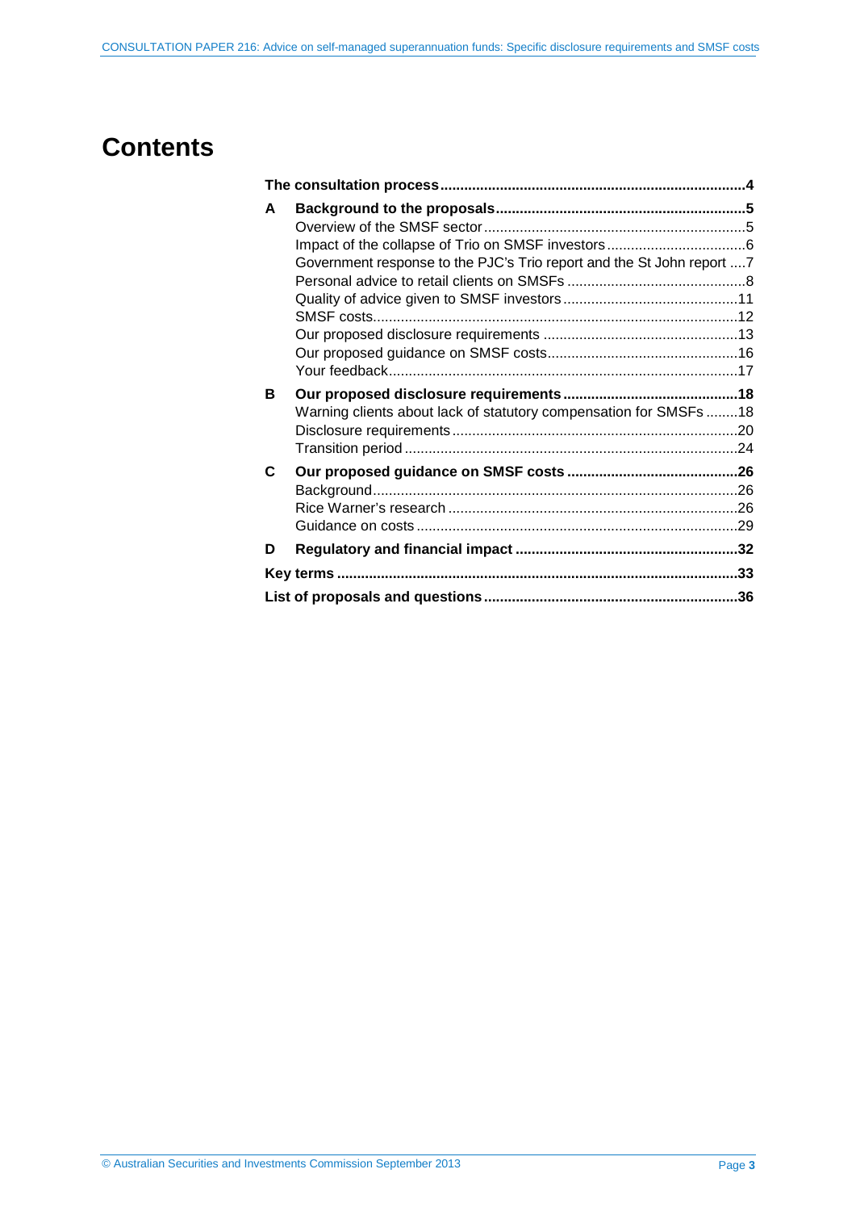# Contents

**The consultation process** .......... **4**

**A Background to the proposals** .......... **5**
- Overview of the SMSF sector .......... 5
- Impact of the collapse of Trio on SMSF investors .......... 6
- Government response to the PJC's Trio report and the St John report .... 7
- Personal advice to retail clients on SMSFs .......... 8
- Quality of advice given to SMSF investors .......... 11
- SMSF costs .......... 12
- Our proposed disclosure requirements .......... 13
- Our proposed guidance on SMSF costs .......... 16
- Your feedback .......... 17

**B Our proposed disclosure requirements** .......... **18**
- Warning clients about lack of statutory compensation for SMSFs ........ 18
- Disclosure requirements .......... 20
- Transition period .......... 24

**C Our proposed guidance on SMSF costs** .......... **26**
- Background .......... 26
- Rice Warner's research .......... 26
- Guidance on costs .......... 29

**D Regulatory and financial impact** .......... **32**

**Key terms** .......... **33**

**List of proposals and questions** .......... **36**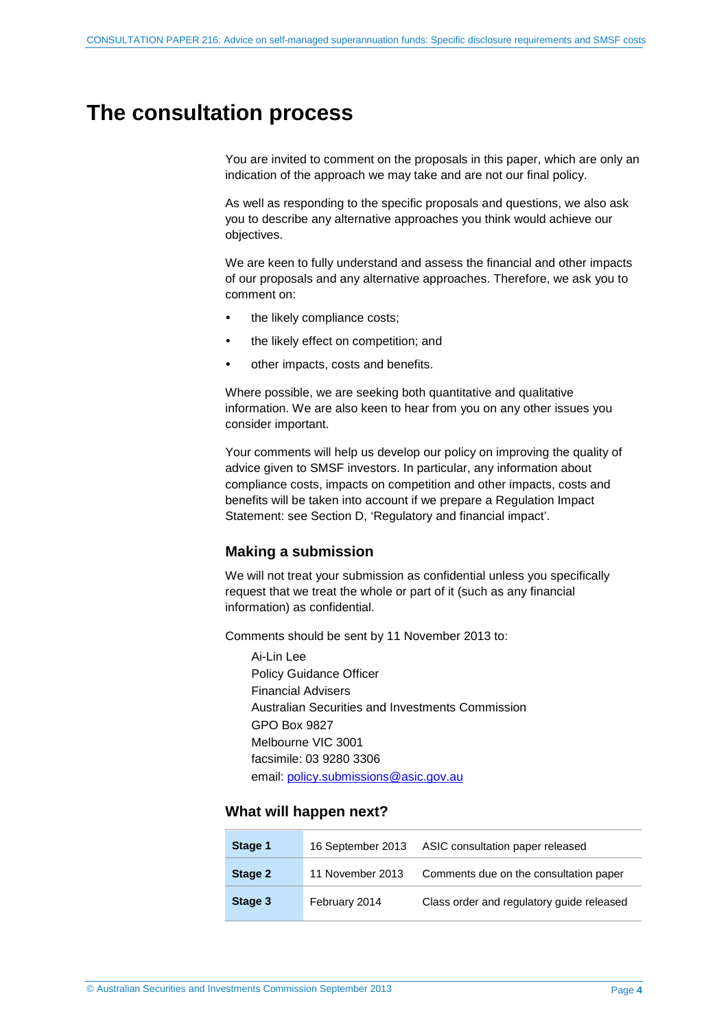# The consultation process

You are invited to comment on the proposals in this paper, which are only an indication of the approach we may take and are not our final policy.

As well as responding to the specific proposals and questions, we also ask you to describe any alternative approaches you think would achieve our objectives.

We are keen to fully understand and assess the financial and other impacts of our proposals and any alternative approaches. Therefore, we ask you to comment on:

- the likely compliance costs;
- the likely effect on competition; and
- other impacts, costs and benefits.

Where possible, we are seeking both quantitative and qualitative information. We are also keen to hear from you on any other issues you consider important.

Your comments will help us develop our policy on improving the quality of advice given to SMSF investors. In particular, any information about compliance costs, impacts on competition and other impacts, costs and benefits will be taken into account if we prepare a Regulation Impact Statement: see Section D, 'Regulatory and financial impact'.

## Making a submission

We will not treat your submission as confidential unless you specifically request that we treat the whole or part of it (such as any financial information) as confidential.

Comments should be sent by 11 November 2013 to:

Ai-Lin Lee
Policy Guidance Officer
Financial Advisers
Australian Securities and Investments Commission
GPO Box 9827
Melbourne VIC 3001
facsimile: 03 9280 3306
email: policy.submissions@asic.gov.au

## What will happen next?

| | | |
|---|---|---|
| **Stage 1** | 16 September 2013 | ASIC consultation paper released |
| **Stage 2** | 11 November 2013 | Comments due on the consultation paper |
| **Stage 3** | February 2014 | Class order and regulatory guide released |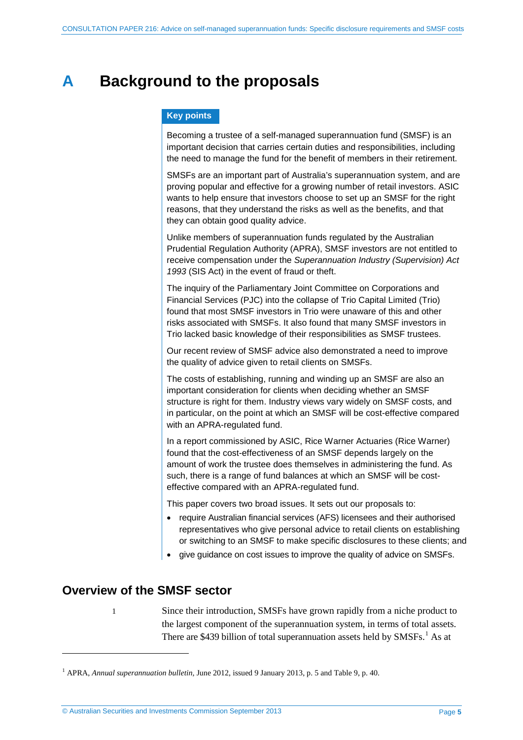# A Background to the proposals

**Key points**

Becoming a trustee of a self-managed superannuation fund (SMSF) is an important decision that carries certain duties and responsibilities, including the need to manage the fund for the benefit of members in their retirement.

SMSFs are an important part of Australia's superannuation system, and are proving popular and effective for a growing number of retail investors. ASIC wants to help ensure that investors choose to set up an SMSF for the right reasons, that they understand the risks as well as the benefits, and that they can obtain good quality advice.

Unlike members of superannuation funds regulated by the Australian Prudential Regulation Authority (APRA), SMSF investors are not entitled to receive compensation under the *Superannuation Industry (Supervision) Act 1993* (SIS Act) in the event of fraud or theft.

The inquiry of the Parliamentary Joint Committee on Corporations and Financial Services (PJC) into the collapse of Trio Capital Limited (Trio) found that most SMSF investors in Trio were unaware of this and other risks associated with SMSFs. It also found that many SMSF investors in Trio lacked basic knowledge of their responsibilities as SMSF trustees.

Our recent review of SMSF advice also demonstrated a need to improve the quality of advice given to retail clients on SMSFs.

The costs of establishing, running and winding up an SMSF are also an important consideration for clients when deciding whether an SMSF structure is right for them. Industry views vary widely on SMSF costs, and in particular, on the point at which an SMSF will be cost-effective compared with an APRA-regulated fund.

In a report commissioned by ASIC, Rice Warner Actuaries (Rice Warner) found that the cost-effectiveness of an SMSF depends largely on the amount of work the trustee does themselves in administering the fund. As such, there is a range of fund balances at which an SMSF will be cost-effective compared with an APRA-regulated fund.

This paper covers two broad issues. It sets out our proposals to:

- require Australian financial services (AFS) licensees and their authorised representatives who give personal advice to retail clients on establishing or switching to an SMSF to make specific disclosures to these clients; and
- give guidance on cost issues to improve the quality of advice on SMSFs.

## Overview of the SMSF sector

1 Since their introduction, SMSFs have grown rapidly from a niche product to the largest component of the superannuation system, in terms of total assets. There are $439 billion of total superannuation assets held by SMSFs.[1] As at

[1] APRA, *Annual superannuation bulletin*, June 2012, issued 9 January 2013, p. 5 and Table 9, p. 40.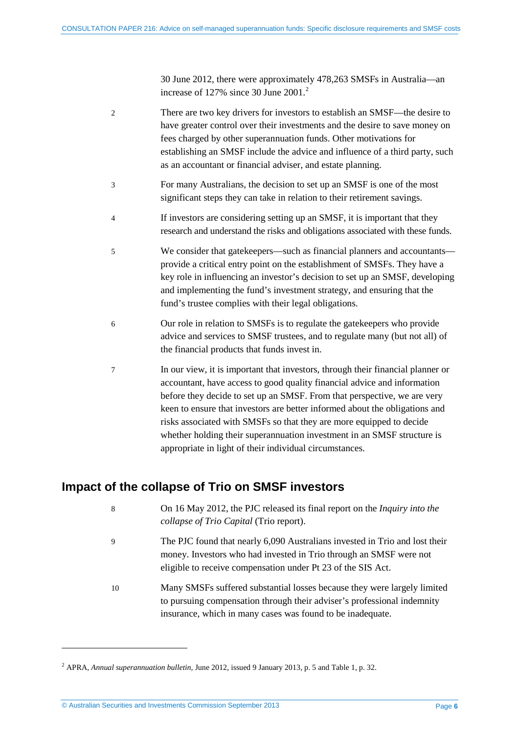30 June 2012, there were approximately 478,263 SMSFs in Australia—an increase of 127% since 30 June 2001.[2]

2 There are two key drivers for investors to establish an SMSF—the desire to have greater control over their investments and the desire to save money on fees charged by other superannuation funds. Other motivations for establishing an SMSF include the advice and influence of a third party, such as an accountant or financial adviser, and estate planning.

3 For many Australians, the decision to set up an SMSF is one of the most significant steps they can take in relation to their retirement savings.

4 If investors are considering setting up an SMSF, it is important that they research and understand the risks and obligations associated with these funds.

5 We consider that gatekeepers—such as financial planners and accountants—provide a critical entry point on the establishment of SMSFs. They have a key role in influencing an investor's decision to set up an SMSF, developing and implementing the fund's investment strategy, and ensuring that the fund's trustee complies with their legal obligations.

6 Our role in relation to SMSFs is to regulate the gatekeepers who provide advice and services to SMSF trustees, and to regulate many (but not all) of the financial products that funds invest in.

7 In our view, it is important that investors, through their financial planner or accountant, have access to good quality financial advice and information before they decide to set up an SMSF. From that perspective, we are very keen to ensure that investors are better informed about the obligations and risks associated with SMSFs so that they are more equipped to decide whether holding their superannuation investment in an SMSF structure is appropriate in light of their individual circumstances.

## Impact of the collapse of Trio on SMSF investors

8 On 16 May 2012, the PJC released its final report on the *Inquiry into the collapse of Trio Capital* (Trio report).

9 The PJC found that nearly 6,090 Australians invested in Trio and lost their money. Investors who had invested in Trio through an SMSF were not eligible to receive compensation under Pt 23 of the SIS Act.

10 Many SMSFs suffered substantial losses because they were largely limited to pursuing compensation through their adviser's professional indemnity insurance, which in many cases was found to be inadequate.

---

[2] APRA, *Annual superannuation bulletin*, June 2012, issued 9 January 2013, p. 5 and Table 1, p. 32.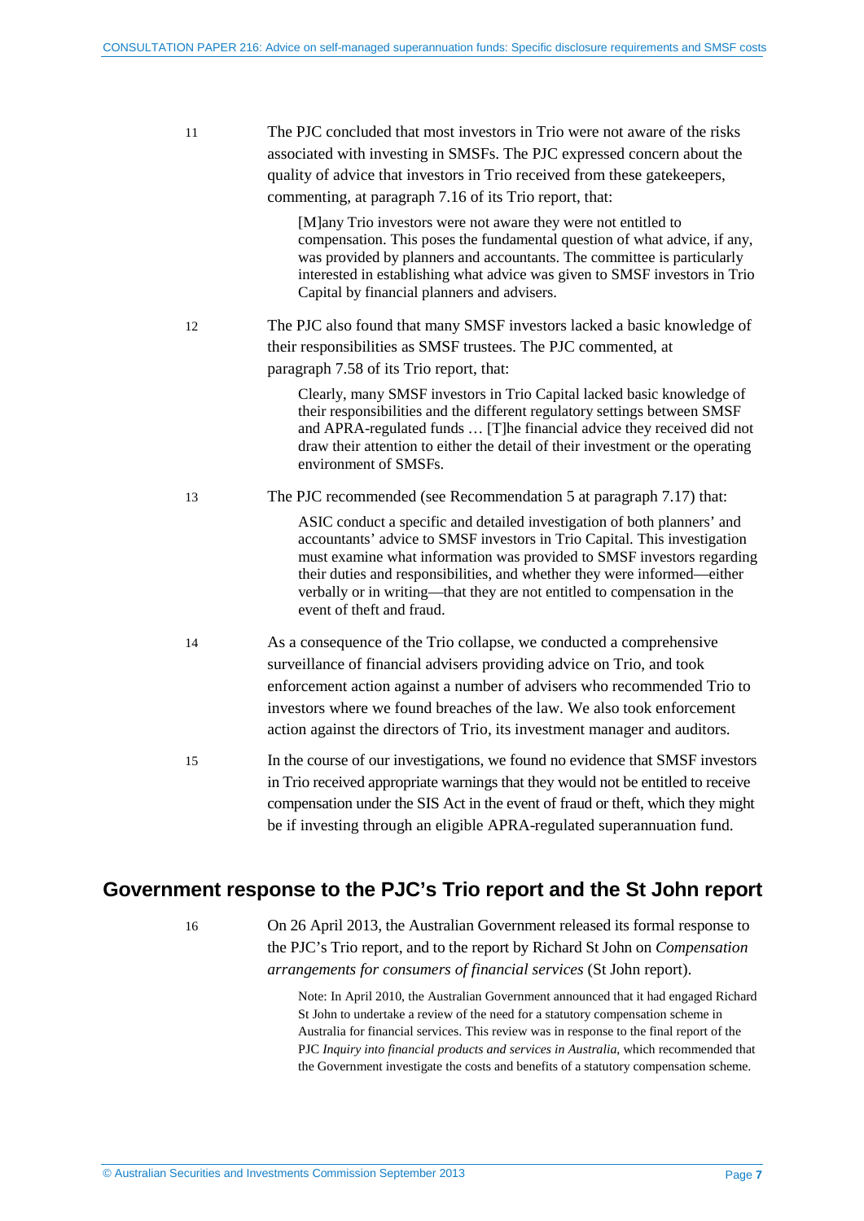11 The PJC concluded that most investors in Trio were not aware of the risks associated with investing in SMSFs. The PJC expressed concern about the quality of advice that investors in Trio received from these gatekeepers, commenting, at paragraph 7.16 of its Trio report, that:

> [M]any Trio investors were not aware they were not entitled to compensation. This poses the fundamental question of what advice, if any, was provided by planners and accountants. The committee is particularly interested in establishing what advice was given to SMSF investors in Trio Capital by financial planners and advisers.

12 The PJC also found that many SMSF investors lacked a basic knowledge of their responsibilities as SMSF trustees. The PJC commented, at paragraph 7.58 of its Trio report, that:

> Clearly, many SMSF investors in Trio Capital lacked basic knowledge of their responsibilities and the different regulatory settings between SMSF and APRA-regulated funds … [T]he financial advice they received did not draw their attention to either the detail of their investment or the operating environment of SMSFs.

13 The PJC recommended (see Recommendation 5 at paragraph 7.17) that:

> ASIC conduct a specific and detailed investigation of both planners' and accountants' advice to SMSF investors in Trio Capital. This investigation must examine what information was provided to SMSF investors regarding their duties and responsibilities, and whether they were informed—either verbally or in writing—that they are not entitled to compensation in the event of theft and fraud.

14 As a consequence of the Trio collapse, we conducted a comprehensive surveillance of financial advisers providing advice on Trio, and took enforcement action against a number of advisers who recommended Trio to investors where we found breaches of the law. We also took enforcement action against the directors of Trio, its investment manager and auditors.

15 In the course of our investigations, we found no evidence that SMSF investors in Trio received appropriate warnings that they would not be entitled to receive compensation under the SIS Act in the event of fraud or theft, which they might be if investing through an eligible APRA-regulated superannuation fund.

## Government response to the PJC's Trio report and the St John report

16 On 26 April 2013, the Australian Government released its formal response to the PJC's Trio report, and to the report by Richard St John on *Compensation arrangements for consumers of financial services* (St John report).

Note: In April 2010, the Australian Government announced that it had engaged Richard St John to undertake a review of the need for a statutory compensation scheme in Australia for financial services. This review was in response to the final report of the PJC *Inquiry into financial products and services in Australia*, which recommended that the Government investigate the costs and benefits of a statutory compensation scheme.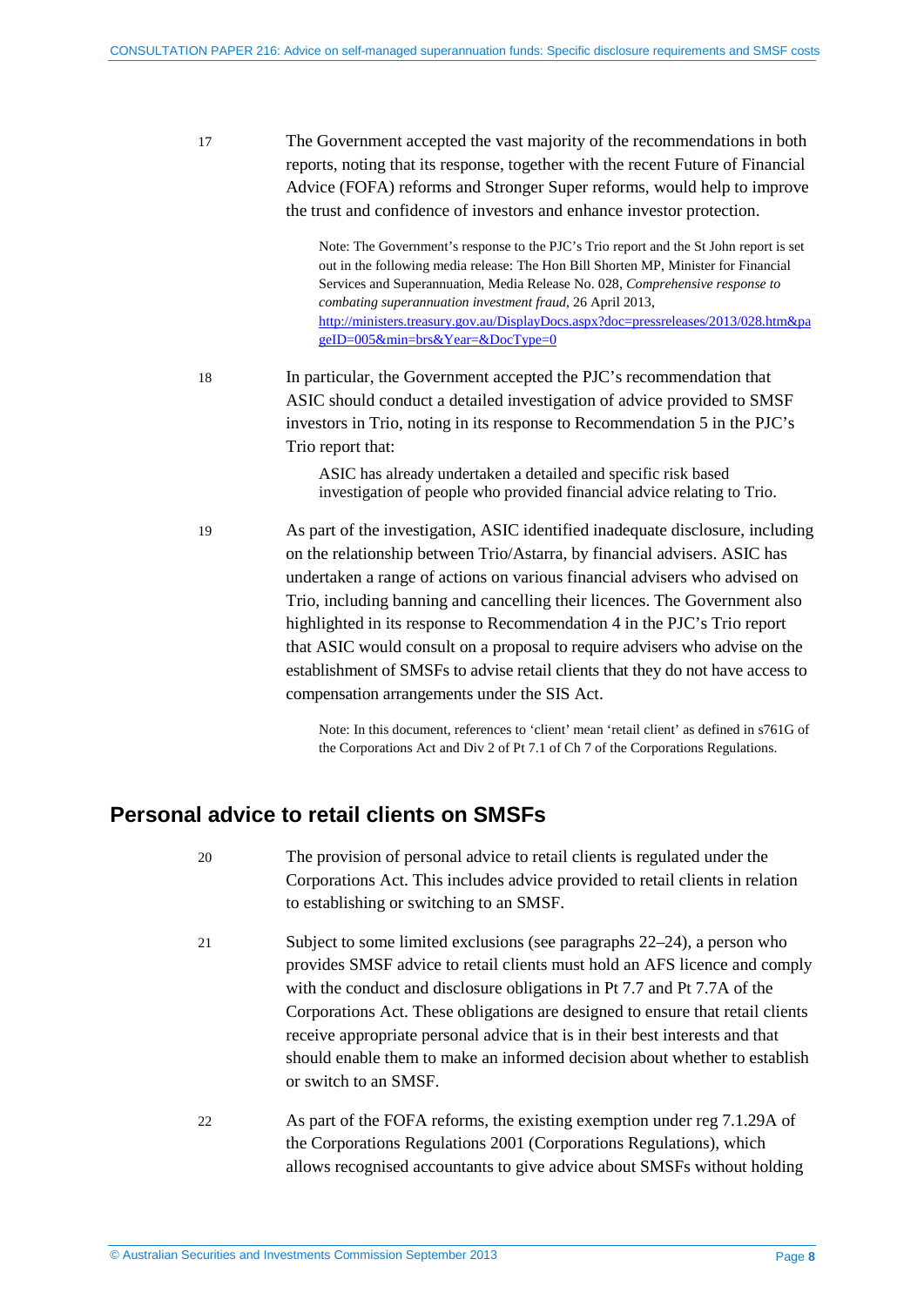17 The Government accepted the vast majority of the recommendations in both reports, noting that its response, together with the recent Future of Financial Advice (FOFA) reforms and Stronger Super reforms, would help to improve the trust and confidence of investors and enhance investor protection.

> Note: The Government's response to the PJC's Trio report and the St John report is set out in the following media release: The Hon Bill Shorten MP, Minister for Financial Services and Superannuation, Media Release No. 028, *Comprehensive response to combating superannuation investment fraud*, 26 April 2013, http://ministers.treasury.gov.au/DisplayDocs.aspx?doc=pressreleases/2013/028.htm&pageID=005&min=brs&Year=&DocType=0

18 In particular, the Government accepted the PJC's recommendation that ASIC should conduct a detailed investigation of advice provided to SMSF investors in Trio, noting in its response to Recommendation 5 in the PJC's Trio report that:

> ASIC has already undertaken a detailed and specific risk based investigation of people who provided financial advice relating to Trio.

19 As part of the investigation, ASIC identified inadequate disclosure, including on the relationship between Trio/Astarra, by financial advisers. ASIC has undertaken a range of actions on various financial advisers who advised on Trio, including banning and cancelling their licences. The Government also highlighted in its response to Recommendation 4 in the PJC's Trio report that ASIC would consult on a proposal to require advisers who advise on the establishment of SMSFs to advise retail clients that they do not have access to compensation arrangements under the SIS Act.

> Note: In this document, references to 'client' mean 'retail client' as defined in s761G of the Corporations Act and Div 2 of Pt 7.1 of Ch 7 of the Corporations Regulations.

## Personal advice to retail clients on SMSFs

20 The provision of personal advice to retail clients is regulated under the Corporations Act. This includes advice provided to retail clients in relation to establishing or switching to an SMSF.

21 Subject to some limited exclusions (see paragraphs 22–24), a person who provides SMSF advice to retail clients must hold an AFS licence and comply with the conduct and disclosure obligations in Pt 7.7 and Pt 7.7A of the Corporations Act. These obligations are designed to ensure that retail clients receive appropriate personal advice that is in their best interests and that should enable them to make an informed decision about whether to establish or switch to an SMSF.

22 As part of the FOFA reforms, the existing exemption under reg 7.1.29A of the Corporations Regulations 2001 (Corporations Regulations), which allows recognised accountants to give advice about SMSFs without holding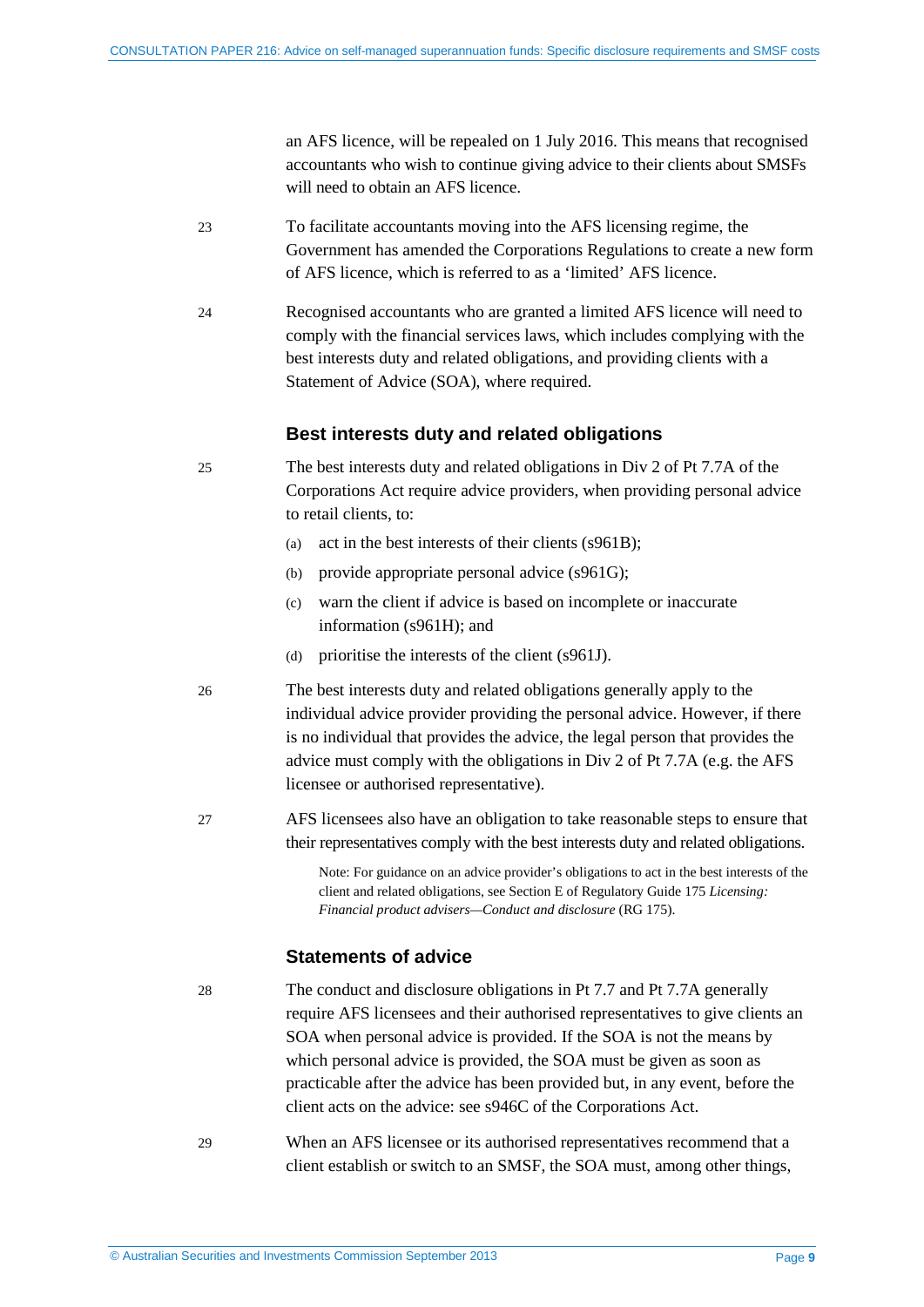an AFS licence, will be repealed on 1 July 2016. This means that recognised accountants who wish to continue giving advice to their clients about SMSFs will need to obtain an AFS licence.

23 To facilitate accountants moving into the AFS licensing regime, the Government has amended the Corporations Regulations to create a new form of AFS licence, which is referred to as a 'limited' AFS licence.

24 Recognised accountants who are granted a limited AFS licence will need to comply with the financial services laws, which includes complying with the best interests duty and related obligations, and providing clients with a Statement of Advice (SOA), where required.

### Best interests duty and related obligations

25 The best interests duty and related obligations in Div 2 of Pt 7.7A of the Corporations Act require advice providers, when providing personal advice to retail clients, to:

(a) act in the best interests of their clients (s961B);

(b) provide appropriate personal advice (s961G);

(c) warn the client if advice is based on incomplete or inaccurate information (s961H); and

(d) prioritise the interests of the client (s961J).

26 The best interests duty and related obligations generally apply to the individual advice provider providing the personal advice. However, if there is no individual that provides the advice, the legal person that provides the advice must comply with the obligations in Div 2 of Pt 7.7A (e.g. the AFS licensee or authorised representative).

27 AFS licensees also have an obligation to take reasonable steps to ensure that their representatives comply with the best interests duty and related obligations.

Note: For guidance on an advice provider's obligations to act in the best interests of the client and related obligations, see Section E of Regulatory Guide 175 *Licensing: Financial product advisers—Conduct and disclosure* (RG 175).

### Statements of advice

28 The conduct and disclosure obligations in Pt 7.7 and Pt 7.7A generally require AFS licensees and their authorised representatives to give clients an SOA when personal advice is provided. If the SOA is not the means by which personal advice is provided, the SOA must be given as soon as practicable after the advice has been provided but, in any event, before the client acts on the advice: see s946C of the Corporations Act.

29 When an AFS licensee or its authorised representatives recommend that a client establish or switch to an SMSF, the SOA must, among other things,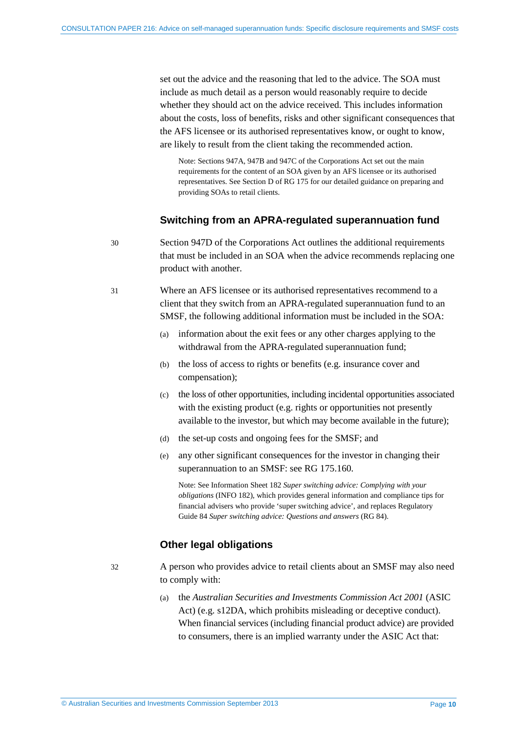set out the advice and the reasoning that led to the advice. The SOA must include as much detail as a person would reasonably require to decide whether they should act on the advice received. This includes information about the costs, loss of benefits, risks and other significant consequences that the AFS licensee or its authorised representatives know, or ought to know, are likely to result from the client taking the recommended action.

Note: Sections 947A, 947B and 947C of the Corporations Act set out the main requirements for the content of an SOA given by an AFS licensee or its authorised representatives. See Section D of RG 175 for our detailed guidance on preparing and providing SOAs to retail clients.

### Switching from an APRA-regulated superannuation fund

30 Section 947D of the Corporations Act outlines the additional requirements that must be included in an SOA when the advice recommends replacing one product with another.

31 Where an AFS licensee or its authorised representatives recommend to a client that they switch from an APRA-regulated superannuation fund to an SMSF, the following additional information must be included in the SOA:

(a) information about the exit fees or any other charges applying to the withdrawal from the APRA-regulated superannuation fund;

(b) the loss of access to rights or benefits (e.g. insurance cover and compensation);

(c) the loss of other opportunities, including incidental opportunities associated with the existing product (e.g. rights or opportunities not presently available to the investor, but which may become available in the future);

(d) the set-up costs and ongoing fees for the SMSF; and

(e) any other significant consequences for the investor in changing their superannuation to an SMSF: see RG 175.160.

Note: See Information Sheet 182 *Super switching advice: Complying with your obligations* (INFO 182), which provides general information and compliance tips for financial advisers who provide 'super switching advice', and replaces Regulatory Guide 84 *Super switching advice: Questions and answers* (RG 84).

### Other legal obligations

32 A person who provides advice to retail clients about an SMSF may also need to comply with:

(a) the *Australian Securities and Investments Commission Act 2001* (ASIC Act) (e.g. s12DA, which prohibits misleading or deceptive conduct). When financial services (including financial product advice) are provided to consumers, there is an implied warranty under the ASIC Act that: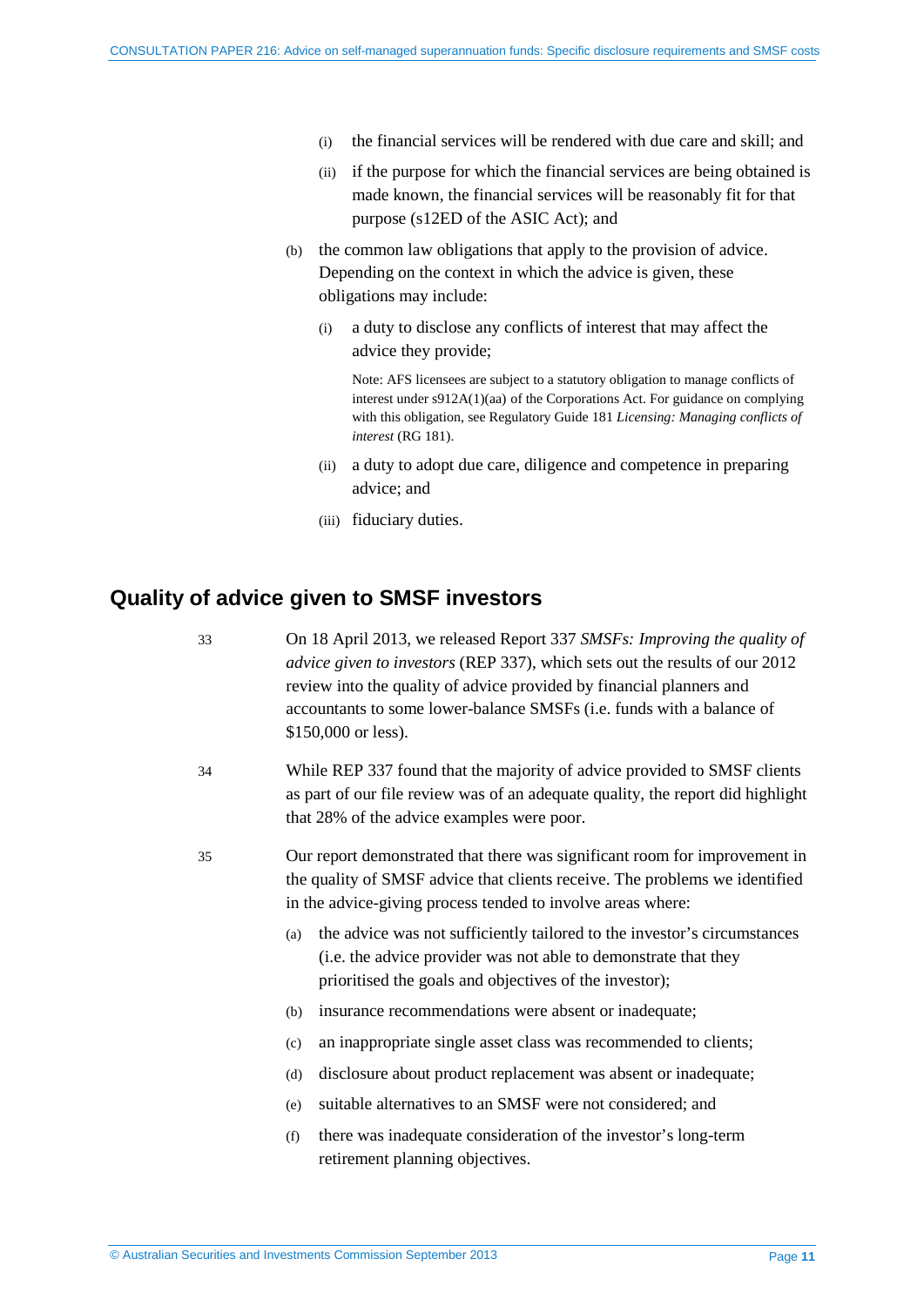- (i) the financial services will be rendered with due care and skill; and
- (ii) if the purpose for which the financial services are being obtained is made known, the financial services will be reasonably fit for that purpose (s12ED of the ASIC Act); and

(b) the common law obligations that apply to the provision of advice. Depending on the context in which the advice is given, these obligations may include:

- (i) a duty to disclose any conflicts of interest that may affect the advice they provide;

  Note: AFS licensees are subject to a statutory obligation to manage conflicts of interest under s912A(1)(aa) of the Corporations Act. For guidance on complying with this obligation, see Regulatory Guide 181 *Licensing: Managing conflicts of interest* (RG 181).

- (ii) a duty to adopt due care, diligence and competence in preparing advice; and
- (iii) fiduciary duties.

## Quality of advice given to SMSF investors

33 On 18 April 2013, we released Report 337 *SMSFs: Improving the quality of advice given to investors* (REP 337), which sets out the results of our 2012 review into the quality of advice provided by financial planners and accountants to some lower-balance SMSFs (i.e. funds with a balance of $150,000 or less).

34 While REP 337 found that the majority of advice provided to SMSF clients as part of our file review was of an adequate quality, the report did highlight that 28% of the advice examples were poor.

35 Our report demonstrated that there was significant room for improvement in the quality of SMSF advice that clients receive. The problems we identified in the advice-giving process tended to involve areas where:

- (a) the advice was not sufficiently tailored to the investor's circumstances (i.e. the advice provider was not able to demonstrate that they prioritised the goals and objectives of the investor);
- (b) insurance recommendations were absent or inadequate;
- (c) an inappropriate single asset class was recommended to clients;
- (d) disclosure about product replacement was absent or inadequate;
- (e) suitable alternatives to an SMSF were not considered; and
- (f) there was inadequate consideration of the investor's long-term retirement planning objectives.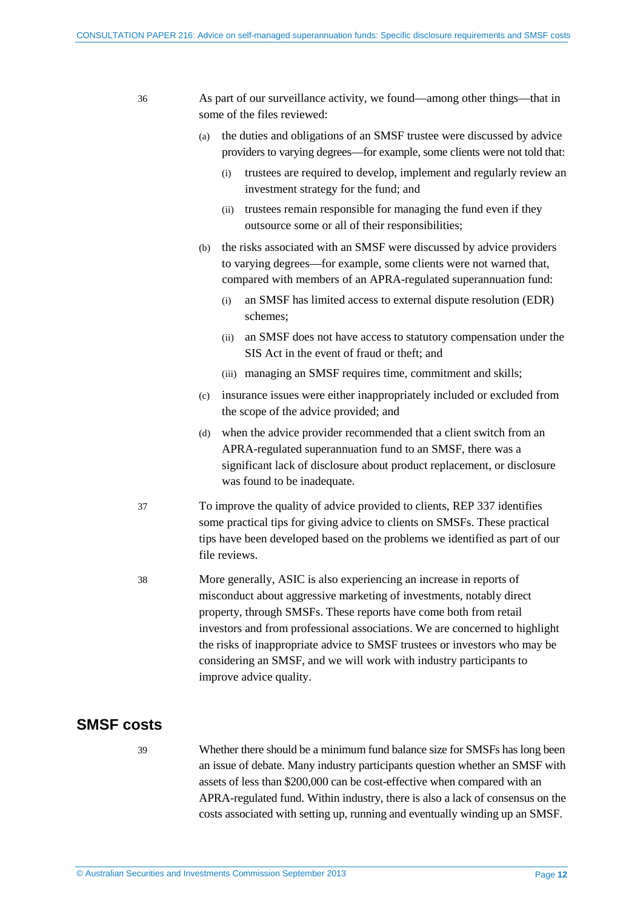36 As part of our surveillance activity, we found—among other things—that in some of the files reviewed:

(a) the duties and obligations of an SMSF trustee were discussed by advice providers to varying degrees—for example, some clients were not told that:

(i) trustees are required to develop, implement and regularly review an investment strategy for the fund; and

(ii) trustees remain responsible for managing the fund even if they outsource some or all of their responsibilities;

(b) the risks associated with an SMSF were discussed by advice providers to varying degrees—for example, some clients were not warned that, compared with members of an APRA-regulated superannuation fund:

(i) an SMSF has limited access to external dispute resolution (EDR) schemes;

(ii) an SMSF does not have access to statutory compensation under the SIS Act in the event of fraud or theft; and

(iii) managing an SMSF requires time, commitment and skills;

(c) insurance issues were either inappropriately included or excluded from the scope of the advice provided; and

(d) when the advice provider recommended that a client switch from an APRA-regulated superannuation fund to an SMSF, there was a significant lack of disclosure about product replacement, or disclosure was found to be inadequate.

37 To improve the quality of advice provided to clients, REP 337 identifies some practical tips for giving advice to clients on SMSFs. These practical tips have been developed based on the problems we identified as part of our file reviews.

38 More generally, ASIC is also experiencing an increase in reports of misconduct about aggressive marketing of investments, notably direct property, through SMSFs. These reports have come both from retail investors and from professional associations. We are concerned to highlight the risks of inappropriate advice to SMSF trustees or investors who may be considering an SMSF, and we will work with industry participants to improve advice quality.

## SMSF costs

39 Whether there should be a minimum fund balance size for SMSFs has long been an issue of debate. Many industry participants question whether an SMSF with assets of less than $200,000 can be cost-effective when compared with an APRA-regulated fund. Within industry, there is also a lack of consensus on the costs associated with setting up, running and eventually winding up an SMSF.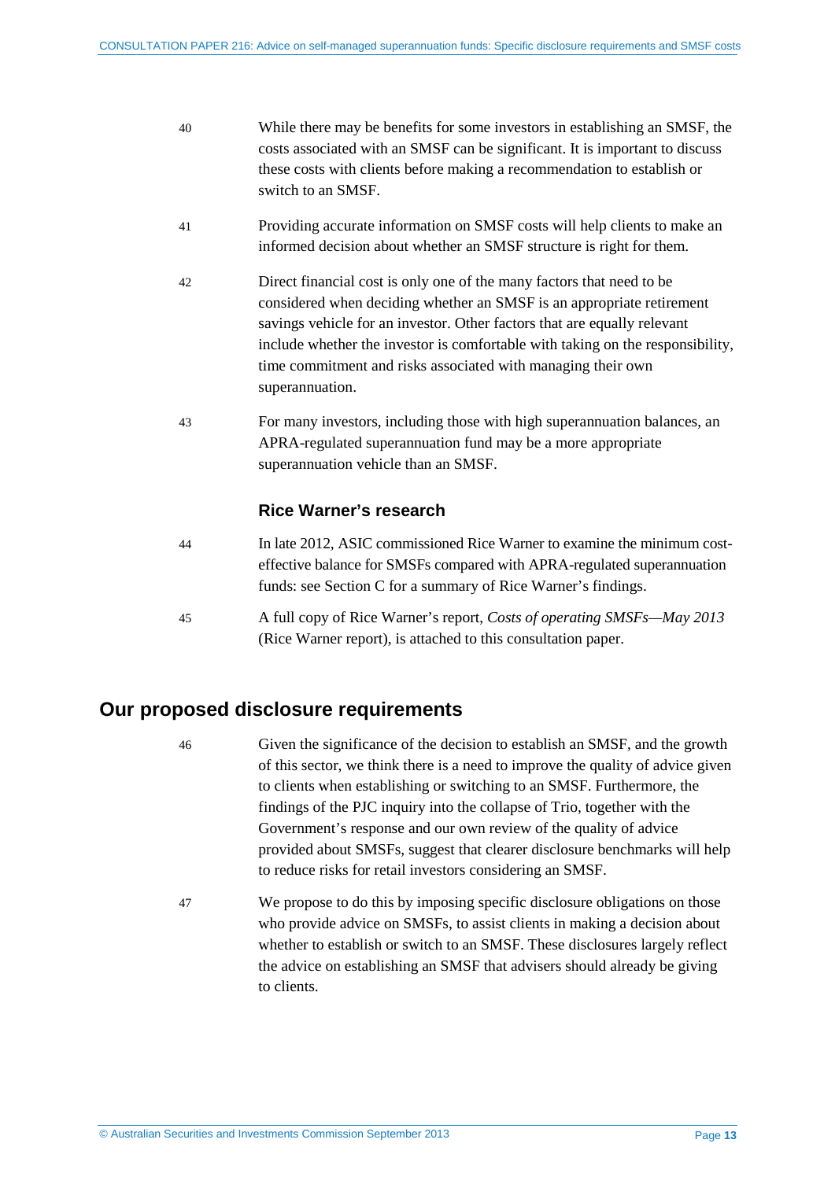40 While there may be benefits for some investors in establishing an SMSF, the costs associated with an SMSF can be significant. It is important to discuss these costs with clients before making a recommendation to establish or switch to an SMSF.

41 Providing accurate information on SMSF costs will help clients to make an informed decision about whether an SMSF structure is right for them.

42 Direct financial cost is only one of the many factors that need to be considered when deciding whether an SMSF is an appropriate retirement savings vehicle for an investor. Other factors that are equally relevant include whether the investor is comfortable with taking on the responsibility, time commitment and risks associated with managing their own superannuation.

43 For many investors, including those with high superannuation balances, an APRA-regulated superannuation fund may be a more appropriate superannuation vehicle than an SMSF.

### Rice Warner's research

44 In late 2012, ASIC commissioned Rice Warner to examine the minimum cost-effective balance for SMSFs compared with APRA-regulated superannuation funds: see Section C for a summary of Rice Warner's findings.

45 A full copy of Rice Warner's report, *Costs of operating SMSFs—May 2013* (Rice Warner report), is attached to this consultation paper.

## Our proposed disclosure requirements

46 Given the significance of the decision to establish an SMSF, and the growth of this sector, we think there is a need to improve the quality of advice given to clients when establishing or switching to an SMSF. Furthermore, the findings of the PJC inquiry into the collapse of Trio, together with the Government's response and our own review of the quality of advice provided about SMSFs, suggest that clearer disclosure benchmarks will help to reduce risks for retail investors considering an SMSF.

47 We propose to do this by imposing specific disclosure obligations on those who provide advice on SMSFs, to assist clients in making a decision about whether to establish or switch to an SMSF. These disclosures largely reflect the advice on establishing an SMSF that advisers should already be giving to clients.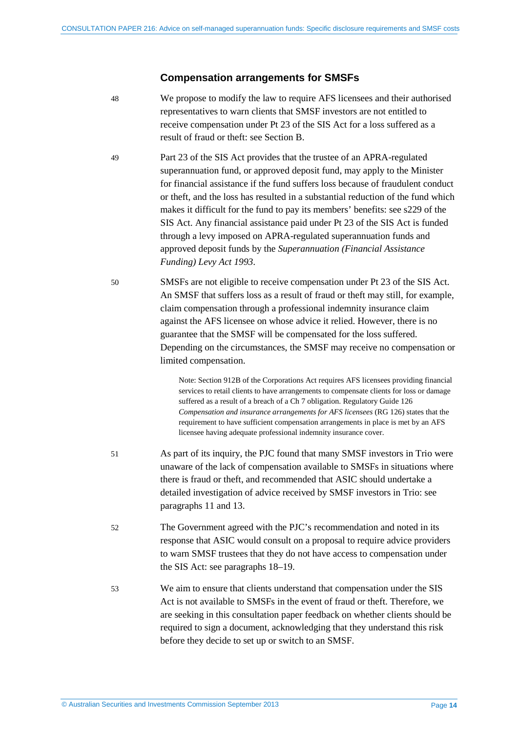### Compensation arrangements for SMSFs

48 We propose to modify the law to require AFS licensees and their authorised representatives to warn clients that SMSF investors are not entitled to receive compensation under Pt 23 of the SIS Act for a loss suffered as a result of fraud or theft: see Section B.

49 Part 23 of the SIS Act provides that the trustee of an APRA-regulated superannuation fund, or approved deposit fund, may apply to the Minister for financial assistance if the fund suffers loss because of fraudulent conduct or theft, and the loss has resulted in a substantial reduction of the fund which makes it difficult for the fund to pay its members' benefits: see s229 of the SIS Act. Any financial assistance paid under Pt 23 of the SIS Act is funded through a levy imposed on APRA-regulated superannuation funds and approved deposit funds by the *Superannuation (Financial Assistance Funding) Levy Act 1993*.

50 SMSFs are not eligible to receive compensation under Pt 23 of the SIS Act. An SMSF that suffers loss as a result of fraud or theft may still, for example, claim compensation through a professional indemnity insurance claim against the AFS licensee on whose advice it relied. However, there is no guarantee that the SMSF will be compensated for the loss suffered. Depending on the circumstances, the SMSF may receive no compensation or limited compensation.

> Note: Section 912B of the Corporations Act requires AFS licensees providing financial services to retail clients to have arrangements to compensate clients for loss or damage suffered as a result of a breach of a Ch 7 obligation. Regulatory Guide 126 *Compensation and insurance arrangements for AFS licensees* (RG 126) states that the requirement to have sufficient compensation arrangements in place is met by an AFS licensee having adequate professional indemnity insurance cover.

51 As part of its inquiry, the PJC found that many SMSF investors in Trio were unaware of the lack of compensation available to SMSFs in situations where there is fraud or theft, and recommended that ASIC should undertake a detailed investigation of advice received by SMSF investors in Trio: see paragraphs 11 and 13.

52 The Government agreed with the PJC's recommendation and noted in its response that ASIC would consult on a proposal to require advice providers to warn SMSF trustees that they do not have access to compensation under the SIS Act: see paragraphs 18–19.

53 We aim to ensure that clients understand that compensation under the SIS Act is not available to SMSFs in the event of fraud or theft. Therefore, we are seeking in this consultation paper feedback on whether clients should be required to sign a document, acknowledging that they understand this risk before they decide to set up or switch to an SMSF.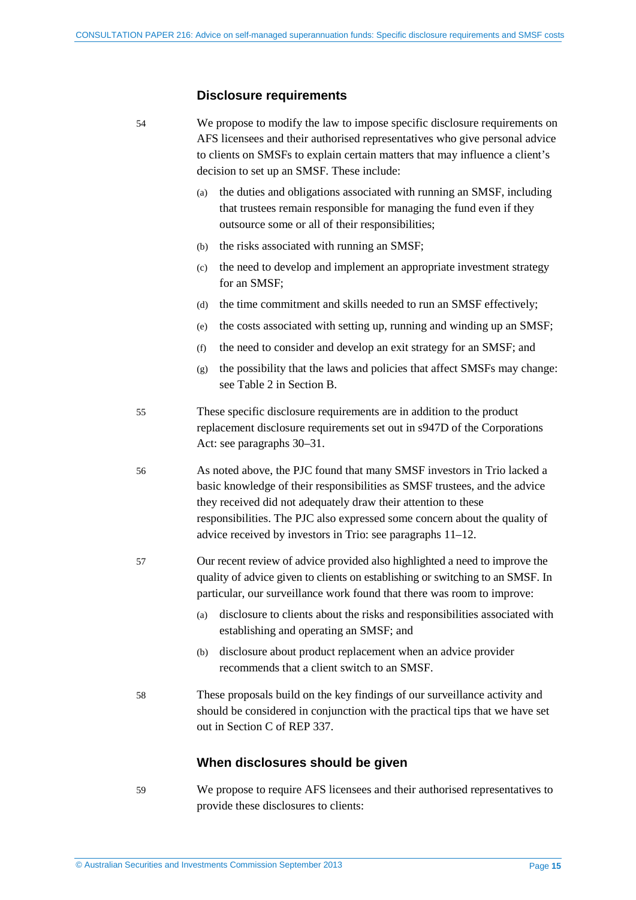## Disclosure requirements

54 We propose to modify the law to impose specific disclosure requirements on AFS licensees and their authorised representatives who give personal advice to clients on SMSFs to explain certain matters that may influence a client's decision to set up an SMSF. These include:

(a) the duties and obligations associated with running an SMSF, including that trustees remain responsible for managing the fund even if they outsource some or all of their responsibilities;

(b) the risks associated with running an SMSF;

(c) the need to develop and implement an appropriate investment strategy for an SMSF;

(d) the time commitment and skills needed to run an SMSF effectively;

(e) the costs associated with setting up, running and winding up an SMSF;

(f) the need to consider and develop an exit strategy for an SMSF; and

(g) the possibility that the laws and policies that affect SMSFs may change: see Table 2 in Section B.

55 These specific disclosure requirements are in addition to the product replacement disclosure requirements set out in s947D of the Corporations Act: see paragraphs 30–31.

56 As noted above, the PJC found that many SMSF investors in Trio lacked a basic knowledge of their responsibilities as SMSF trustees, and the advice they received did not adequately draw their attention to these responsibilities. The PJC also expressed some concern about the quality of advice received by investors in Trio: see paragraphs 11–12.

57 Our recent review of advice provided also highlighted a need to improve the quality of advice given to clients on establishing or switching to an SMSF. In particular, our surveillance work found that there was room to improve:

(a) disclosure to clients about the risks and responsibilities associated with establishing and operating an SMSF; and

(b) disclosure about product replacement when an advice provider recommends that a client switch to an SMSF.

58 These proposals build on the key findings of our surveillance activity and should be considered in conjunction with the practical tips that we have set out in Section C of REP 337.

## When disclosures should be given

59 We propose to require AFS licensees and their authorised representatives to provide these disclosures to clients: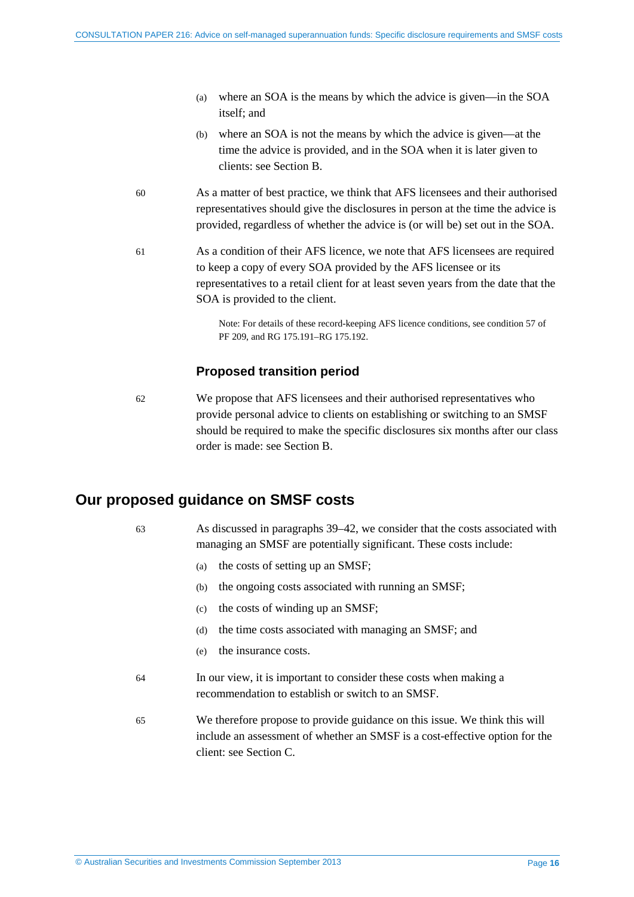(a) where an SOA is the means by which the advice is given—in the SOA itself; and

(b) where an SOA is not the means by which the advice is given—at the time the advice is provided, and in the SOA when it is later given to clients: see Section B.

60 As a matter of best practice, we think that AFS licensees and their authorised representatives should give the disclosures in person at the time the advice is provided, regardless of whether the advice is (or will be) set out in the SOA.

61 As a condition of their AFS licence, we note that AFS licensees are required to keep a copy of every SOA provided by the AFS licensee or its representatives to a retail client for at least seven years from the date that the SOA is provided to the client.

Note: For details of these record-keeping AFS licence conditions, see condition 57 of PF 209, and RG 175.191–RG 175.192.

### Proposed transition period

62 We propose that AFS licensees and their authorised representatives who provide personal advice to clients on establishing or switching to an SMSF should be required to make the specific disclosures six months after our class order is made: see Section B.

## Our proposed guidance on SMSF costs

63 As discussed in paragraphs 39–42, we consider that the costs associated with managing an SMSF are potentially significant. These costs include:

(a) the costs of setting up an SMSF;

(b) the ongoing costs associated with running an SMSF;

(c) the costs of winding up an SMSF;

(d) the time costs associated with managing an SMSF; and

(e) the insurance costs.

64 In our view, it is important to consider these costs when making a recommendation to establish or switch to an SMSF.

65 We therefore propose to provide guidance on this issue. We think this will include an assessment of whether an SMSF is a cost-effective option for the client: see Section C.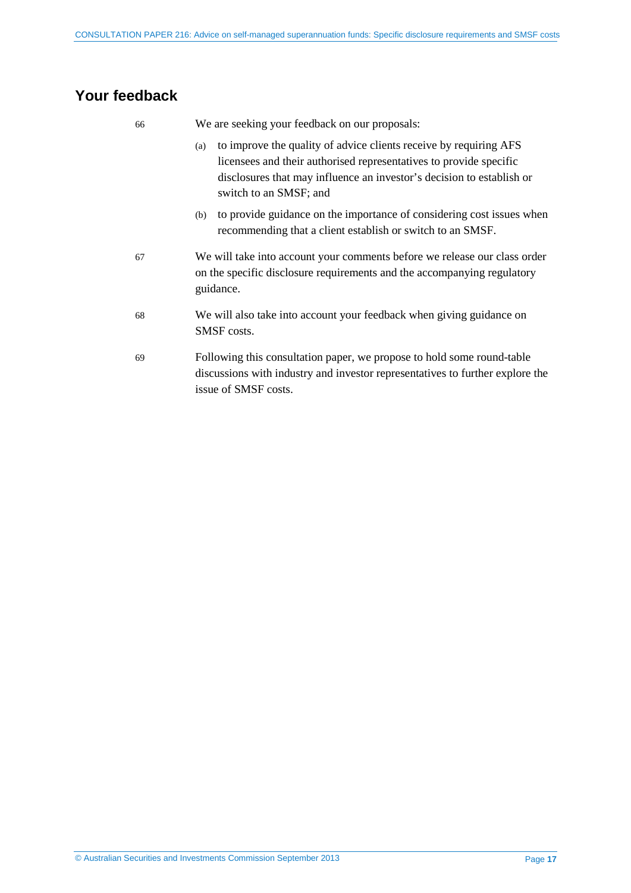## Your feedback

66 We are seeking your feedback on our proposals:

(a) to improve the quality of advice clients receive by requiring AFS licensees and their authorised representatives to provide specific disclosures that may influence an investor's decision to establish or switch to an SMSF; and

(b) to provide guidance on the importance of considering cost issues when recommending that a client establish or switch to an SMSF.

67 We will take into account your comments before we release our class order on the specific disclosure requirements and the accompanying regulatory guidance.

68 We will also take into account your feedback when giving guidance on SMSF costs.

69 Following this consultation paper, we propose to hold some round-table discussions with industry and investor representatives to further explore the issue of SMSF costs.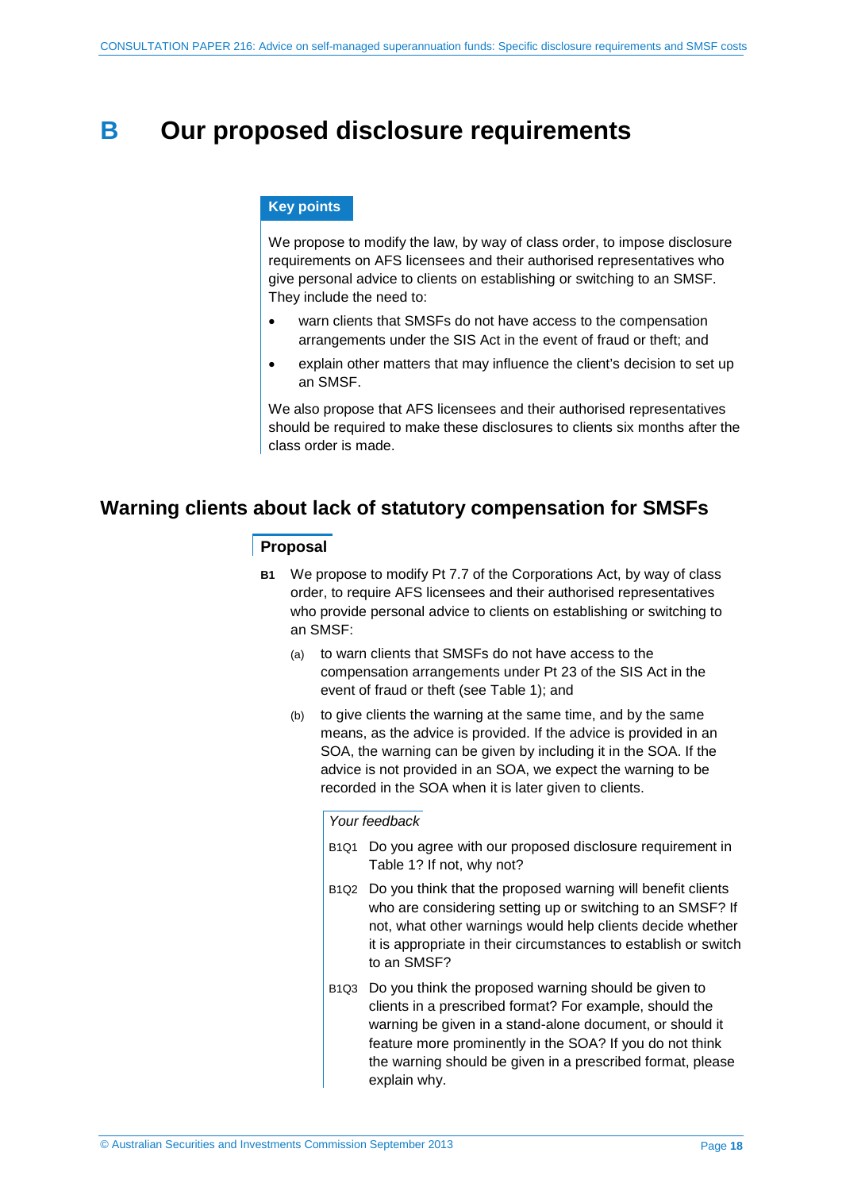# B Our proposed disclosure requirements

**Key points**

We propose to modify the law, by way of class order, to impose disclosure requirements on AFS licensees and their authorised representatives who give personal advice to clients on establishing or switching to an SMSF. They include the need to:

- warn clients that SMSFs do not have access to the compensation arrangements under the SIS Act in the event of fraud or theft; and
- explain other matters that may influence the client's decision to set up an SMSF.

We also propose that AFS licensees and their authorised representatives should be required to make these disclosures to clients six months after the class order is made.

## Warning clients about lack of statutory compensation for SMSFs

### Proposal

**B1** We propose to modify Pt 7.7 of the Corporations Act, by way of class order, to require AFS licensees and their authorised representatives who provide personal advice to clients on establishing or switching to an SMSF:

(a) to warn clients that SMSFs do not have access to the compensation arrangements under Pt 23 of the SIS Act in the event of fraud or theft (see Table 1); and

(b) to give clients the warning at the same time, and by the same means, as the advice is provided. If the advice is provided in an SOA, the warning can be given by including it in the SOA. If the advice is not provided in an SOA, we expect the warning to be recorded in the SOA when it is later given to clients.

*Your feedback*

B1Q1 Do you agree with our proposed disclosure requirement in Table 1? If not, why not?

B1Q2 Do you think that the proposed warning will benefit clients who are considering setting up or switching to an SMSF? If not, what other warnings would help clients decide whether it is appropriate in their circumstances to establish or switch to an SMSF?

B1Q3 Do you think the proposed warning should be given to clients in a prescribed format? For example, should the warning be given in a stand-alone document, or should it feature more prominently in the SOA? If you do not think the warning should be given in a prescribed format, please explain why.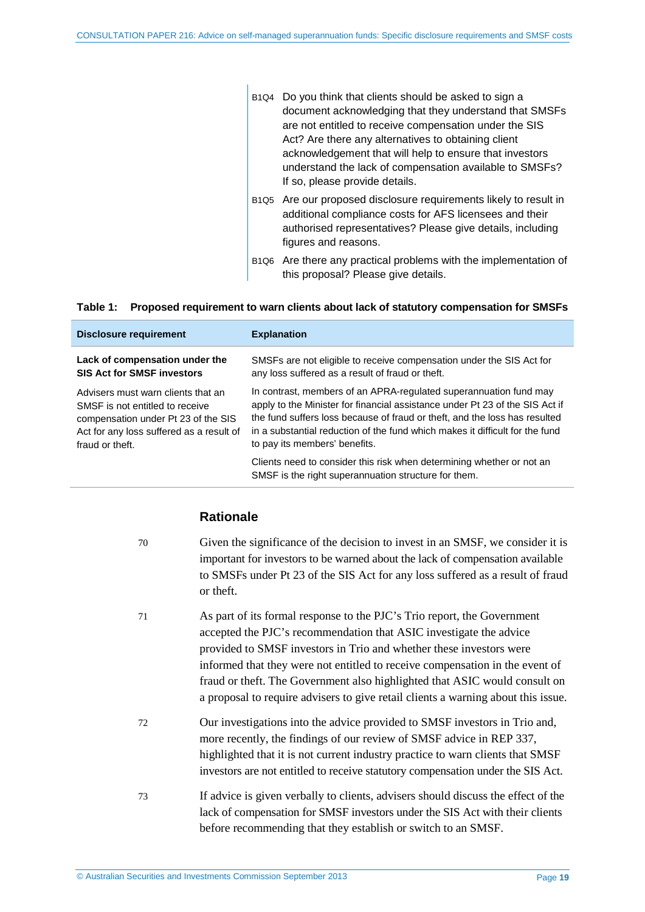B1Q4 Do you think that clients should be asked to sign a document acknowledging that they understand that SMSFs are not entitled to receive compensation under the SIS Act? Are there any alternatives to obtaining client acknowledgement that will help to ensure that investors understand the lack of compensation available to SMSFs? If so, please provide details.

B1Q5 Are our proposed disclosure requirements likely to result in additional compliance costs for AFS licensees and their authorised representatives? Please give details, including figures and reasons.

B1Q6 Are there any practical problems with the implementation of this proposal? Please give details.

**Table 1: Proposed requirement to warn clients about lack of statutory compensation for SMSFs**

| Disclosure requirement | Explanation |
|---|---|
| **Lack of compensation under the SIS Act for SMSF investors** | SMSFs are not eligible to receive compensation under the SIS Act for any loss suffered as a result of fraud or theft. |
| Advisers must warn clients that an SMSF is not entitled to receive compensation under Pt 23 of the SIS Act for any loss suffered as a result of fraud or theft. | In contrast, members of an APRA-regulated superannuation fund may apply to the Minister for financial assistance under Pt 23 of the SIS Act if the fund suffers loss because of fraud or theft, and the loss has resulted in a substantial reduction of the fund which makes it difficult for the fund to pay its members' benefits. Clients need to consider this risk when determining whether or not an SMSF is the right superannuation structure for them. |

### Rationale

70 Given the significance of the decision to invest in an SMSF, we consider it is important for investors to be warned about the lack of compensation available to SMSFs under Pt 23 of the SIS Act for any loss suffered as a result of fraud or theft.

71 As part of its formal response to the PJC's Trio report, the Government accepted the PJC's recommendation that ASIC investigate the advice provided to SMSF investors in Trio and whether these investors were informed that they were not entitled to receive compensation in the event of fraud or theft. The Government also highlighted that ASIC would consult on a proposal to require advisers to give retail clients a warning about this issue.

72 Our investigations into the advice provided to SMSF investors in Trio and, more recently, the findings of our review of SMSF advice in REP 337, highlighted that it is not current industry practice to warn clients that SMSF investors are not entitled to receive statutory compensation under the SIS Act.

73 If advice is given verbally to clients, advisers should discuss the effect of the lack of compensation for SMSF investors under the SIS Act with their clients before recommending that they establish or switch to an SMSF.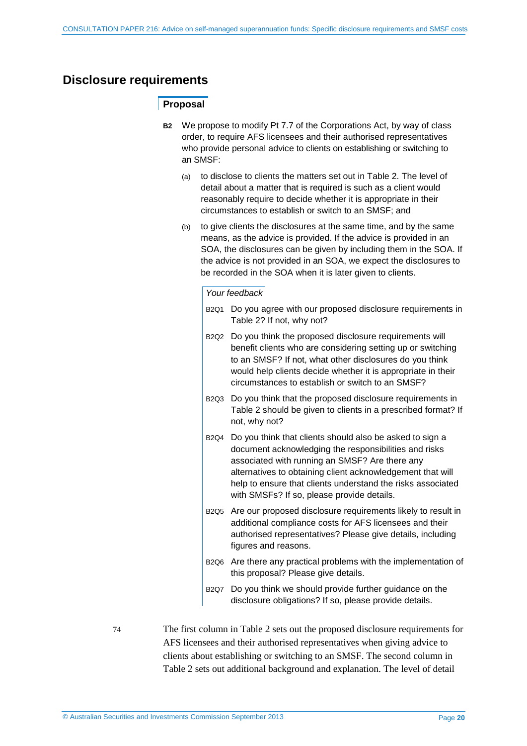## Disclosure requirements

### Proposal

**B2** We propose to modify Pt 7.7 of the Corporations Act, by way of class order, to require AFS licensees and their authorised representatives who provide personal advice to clients on establishing or switching to an SMSF:

(a) to disclose to clients the matters set out in Table 2. The level of detail about a matter that is required is such as a client would reasonably require to decide whether it is appropriate in their circumstances to establish or switch to an SMSF; and

(b) to give clients the disclosures at the same time, and by the same means, as the advice is provided. If the advice is provided in an SOA, the disclosures can be given by including them in the SOA. If the advice is not provided in an SOA, we expect the disclosures to be recorded in the SOA when it is later given to clients.

*Your feedback*

B2Q1 Do you agree with our proposed disclosure requirements in Table 2? If not, why not?

B2Q2 Do you think the proposed disclosure requirements will benefit clients who are considering setting up or switching to an SMSF? If not, what other disclosures do you think would help clients decide whether it is appropriate in their circumstances to establish or switch to an SMSF?

B2Q3 Do you think that the proposed disclosure requirements in Table 2 should be given to clients in a prescribed format? If not, why not?

B2Q4 Do you think that clients should also be asked to sign a document acknowledging the responsibilities and risks associated with running an SMSF? Are there any alternatives to obtaining client acknowledgement that will help to ensure that clients understand the risks associated with SMSFs? If so, please provide details.

B2Q5 Are our proposed disclosure requirements likely to result in additional compliance costs for AFS licensees and their authorised representatives? Please give details, including figures and reasons.

B2Q6 Are there any practical problems with the implementation of this proposal? Please give details.

B2Q7 Do you think we should provide further guidance on the disclosure obligations? If so, please provide details.

74 The first column in Table 2 sets out the proposed disclosure requirements for AFS licensees and their authorised representatives when giving advice to clients about establishing or switching to an SMSF. The second column in Table 2 sets out additional background and explanation. The level of detail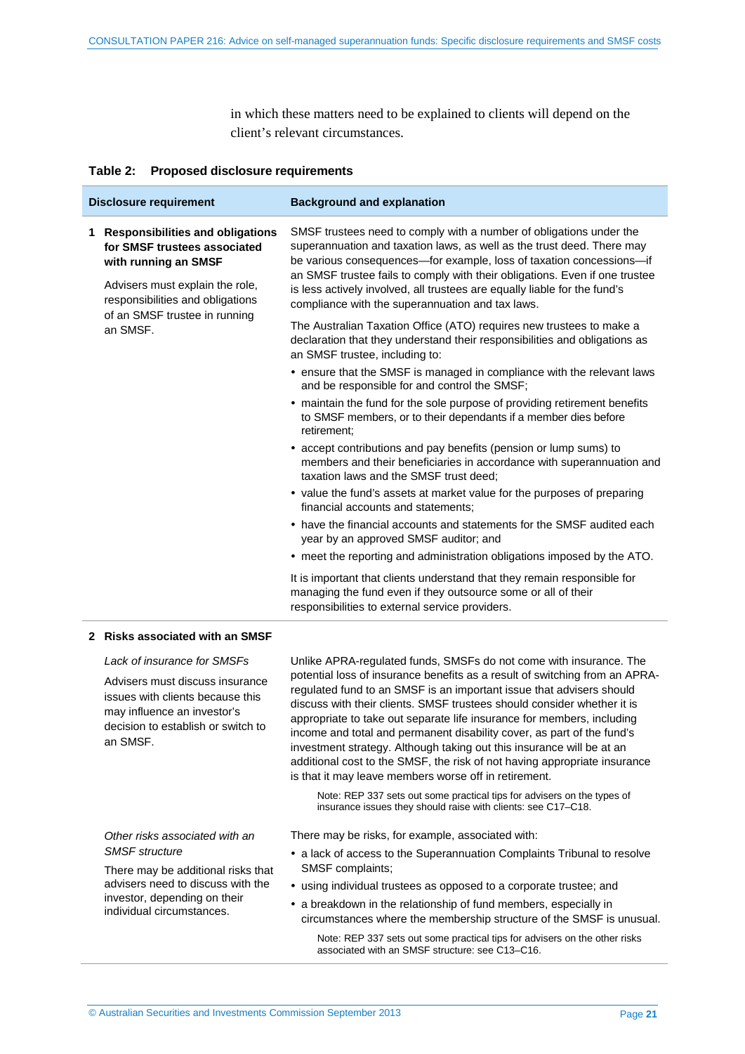in which these matters need to be explained to clients will depend on the client's relevant circumstances.

**Table 2: Proposed disclosure requirements**

| Disclosure requirement | Background and explanation |
|---|---|
| **1 Responsibilities and obligations for SMSF trustees associated with running an SMSF**<br><br>Advisers must explain the role, responsibilities and obligations of an SMSF trustee in running an SMSF. | SMSF trustees need to comply with a number of obligations under the superannuation and taxation laws, as well as the trust deed. There may be various consequences—for example, loss of taxation concessions—if an SMSF trustee fails to comply with their obligations. Even if one trustee is less actively involved, all trustees are equally liable for the fund's compliance with the superannuation and tax laws.<br><br>The Australian Taxation Office (ATO) requires new trustees to make a declaration that they understand their responsibilities and obligations as an SMSF trustee, including to:<br>• ensure that the SMSF is managed in compliance with the relevant laws and be responsible for and control the SMSF;<br>• maintain the fund for the sole purpose of providing retirement benefits to SMSF members, or to their dependants if a member dies before retirement;<br>• accept contributions and pay benefits (pension or lump sums) to members and their beneficiaries in accordance with superannuation and taxation laws and the SMSF trust deed;<br>• value the fund's assets at market value for the purposes of preparing financial accounts and statements;<br>• have the financial accounts and statements for the SMSF audited each year by an approved SMSF auditor; and<br>• meet the reporting and administration obligations imposed by the ATO.<br><br>It is important that clients understand that they remain responsible for managing the fund even if they outsource some or all of their responsibilities to external service providers. |
| **2 Risks associated with an SMSF** | |
| *Lack of insurance for SMSFs*<br><br>Advisers must discuss insurance issues with clients because this may influence an investor's decision to establish or switch to an SMSF. | Unlike APRA-regulated funds, SMSFs do not come with insurance. The potential loss of insurance benefits as a result of switching from an APRA-regulated fund to an SMSF is an important issue that advisers should discuss with their clients. SMSF trustees should consider whether it is appropriate to take out separate life insurance for members, including income and total and permanent disability cover, as part of the fund's investment strategy. Although taking out this insurance will be at an additional cost to the SMSF, the risk of not having appropriate insurance is that it may leave members worse off in retirement.<br><br>Note: REP 337 sets out some practical tips for advisers on the types of insurance issues they should raise with clients: see C17–C18. |
| *Other risks associated with an SMSF structure*<br><br>There may be additional risks that advisers need to discuss with the investor, depending on their individual circumstances. | There may be risks, for example, associated with:<br>• a lack of access to the Superannuation Complaints Tribunal to resolve SMSF complaints;<br>• using individual trustees as opposed to a corporate trustee; and<br>• a breakdown in the relationship of fund members, especially in circumstances where the membership structure of the SMSF is unusual.<br><br>Note: REP 337 sets out some practical tips for advisers on the other risks associated with an SMSF structure: see C13–C16. |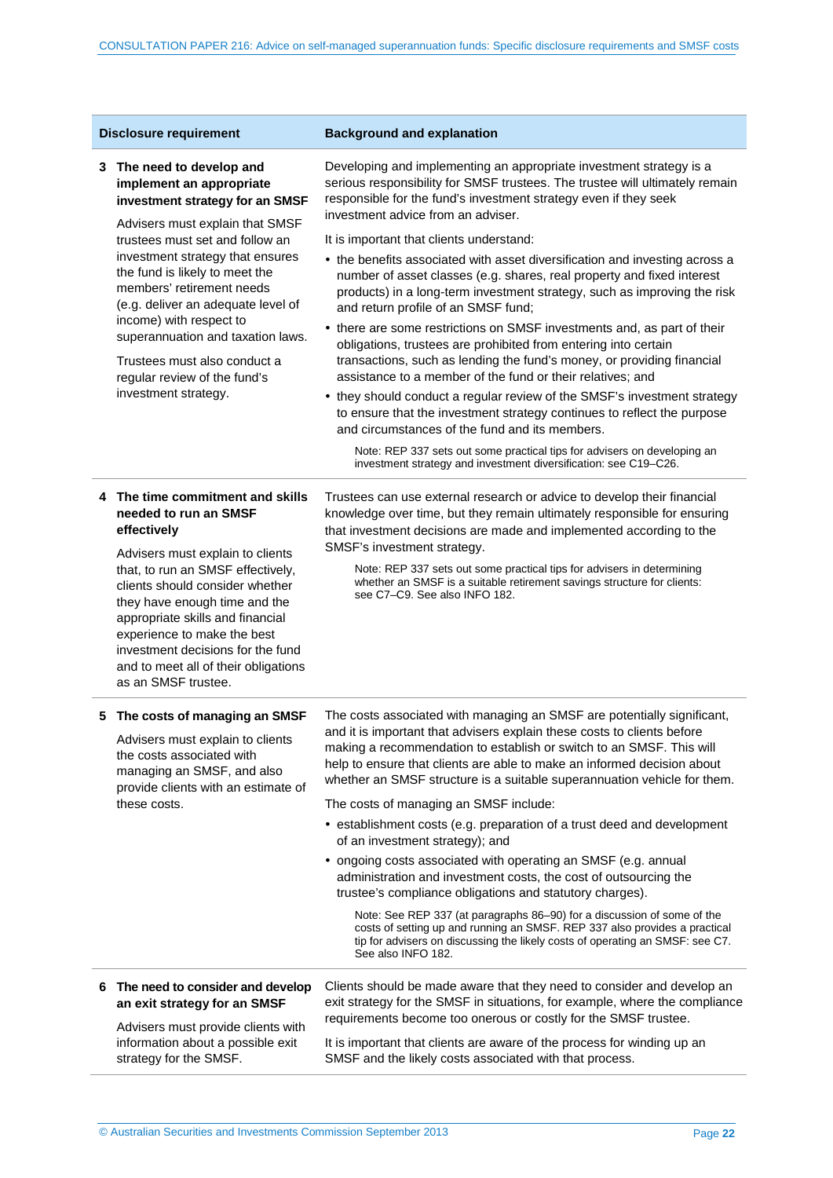| Disclosure requirement | Background and explanation |
|---|---|
| **3 The need to develop and implement an appropriate investment strategy for an SMSF**<br><br>Advisers must explain that SMSF trustees must set and follow an investment strategy that ensures the fund is likely to meet the members' retirement needs (e.g. deliver an adequate level of income) with respect to superannuation and taxation laws.<br><br>Trustees must also conduct a regular review of the fund's investment strategy. | Developing and implementing an appropriate investment strategy is a serious responsibility for SMSF trustees. The trustee will ultimately remain responsible for the fund's investment strategy even if they seek investment advice from an adviser.<br><br>It is important that clients understand:<br><br>• the benefits associated with asset diversification and investing across a number of asset classes (e.g. shares, real property and fixed interest products) in a long-term investment strategy, such as improving the risk and return profile of an SMSF fund;<br><br>• there are some restrictions on SMSF investments and, as part of their obligations, trustees are prohibited from entering into certain transactions, such as lending the fund's money, or providing financial assistance to a member of the fund or their relatives; and<br><br>• they should conduct a regular review of the SMSF's investment strategy to ensure that the investment strategy continues to reflect the purpose and circumstances of the fund and its members.<br><br>Note: REP 337 sets out some practical tips for advisers on developing an investment strategy and investment diversification: see C19–C26. |
| **4 The time commitment and skills needed to run an SMSF effectively**<br><br>Advisers must explain to clients that, to run an SMSF effectively, clients should consider whether they have enough time and the appropriate skills and financial experience to make the best investment decisions for the fund and to meet all of their obligations as an SMSF trustee. | Trustees can use external research or advice to develop their financial knowledge over time, but they remain ultimately responsible for ensuring that investment decisions are made and implemented according to the SMSF's investment strategy.<br><br>Note: REP 337 sets out some practical tips for advisers in determining whether an SMSF is a suitable retirement savings structure for clients: see C7–C9. See also INFO 182. |
| **5 The costs of managing an SMSF**<br><br>Advisers must explain to clients the costs associated with managing an SMSF, and also provide clients with an estimate of these costs. | The costs associated with managing an SMSF are potentially significant, and it is important that advisers explain these costs to clients before making a recommendation to establish or switch to an SMSF. This will help to ensure that clients are able to make an informed decision about whether an SMSF structure is a suitable superannuation vehicle for them.<br><br>The costs of managing an SMSF include:<br><br>• establishment costs (e.g. preparation of a trust deed and development of an investment strategy); and<br><br>• ongoing costs associated with operating an SMSF (e.g. annual administration and investment costs, the cost of outsourcing the trustee's compliance obligations and statutory charges).<br><br>Note: See REP 337 (at paragraphs 86–90) for a discussion of some of the costs of setting up and running an SMSF. REP 337 also provides a practical tip for advisers on discussing the likely costs of operating an SMSF: see C7. See also INFO 182. |
| **6 The need to consider and develop an exit strategy for an SMSF**<br><br>Advisers must provide clients with information about a possible exit strategy for the SMSF. | Clients should be made aware that they need to consider and develop an exit strategy for the SMSF in situations, for example, where the compliance requirements become too onerous or costly for the SMSF trustee.<br><br>It is important that clients are aware of the process for winding up an SMSF and the likely costs associated with that process. |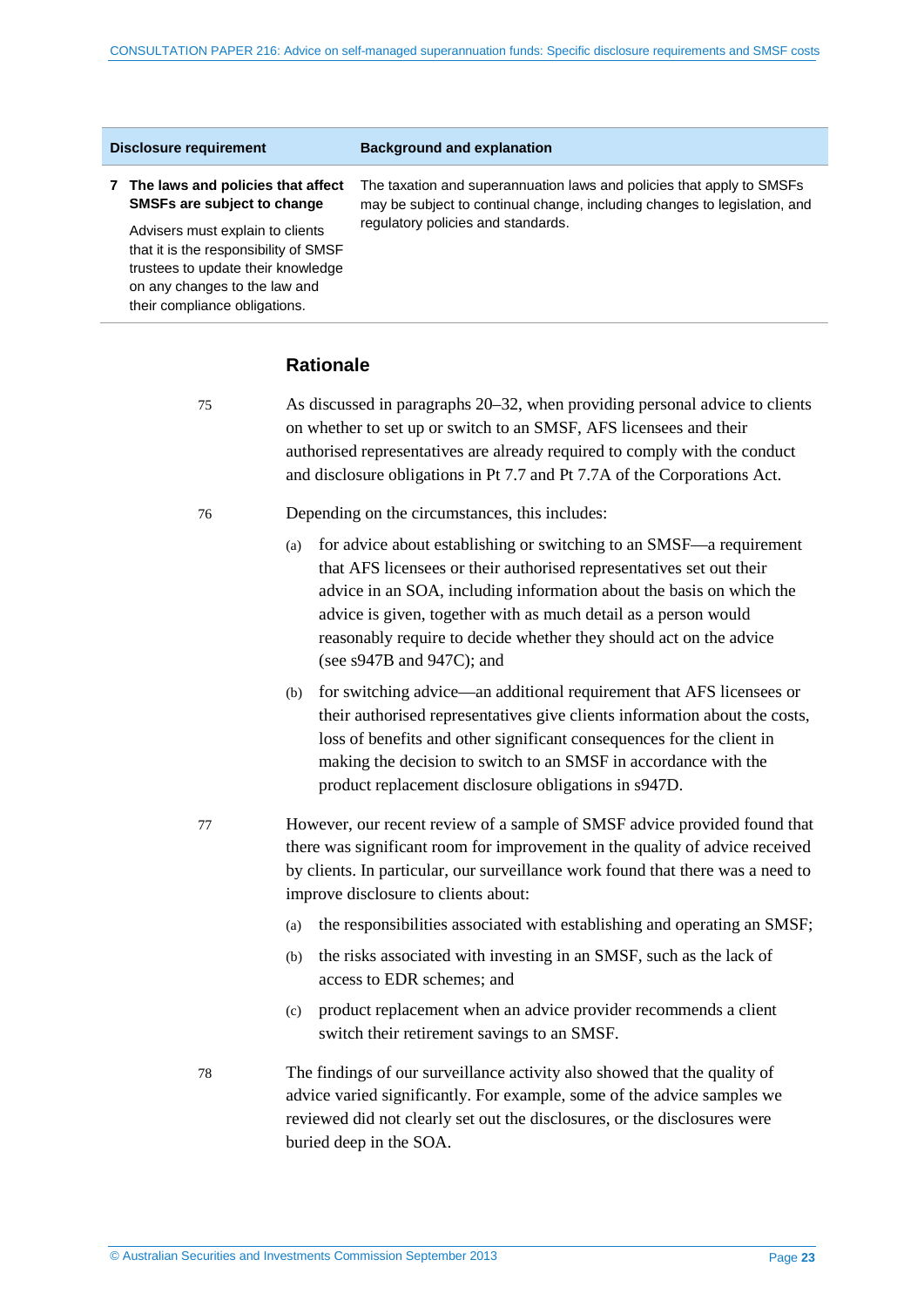| Disclosure requirement | Background and explanation |
|---|---|
| **7 The laws and policies that affect SMSFs are subject to change**<br><br>Advisers must explain to clients that it is the responsibility of SMSF trustees to update their knowledge on any changes to the law and their compliance obligations. | The taxation and superannuation laws and policies that apply to SMSFs may be subject to continual change, including changes to legislation, and regulatory policies and standards. |

## Rationale

75 As discussed in paragraphs 20–32, when providing personal advice to clients on whether to set up or switch to an SMSF, AFS licensees and their authorised representatives are already required to comply with the conduct and disclosure obligations in Pt 7.7 and Pt 7.7A of the Corporations Act.

76 Depending on the circumstances, this includes:

(a) for advice about establishing or switching to an SMSF—a requirement that AFS licensees or their authorised representatives set out their advice in an SOA, including information about the basis on which the advice is given, together with as much detail as a person would reasonably require to decide whether they should act on the advice (see s947B and 947C); and

(b) for switching advice—an additional requirement that AFS licensees or their authorised representatives give clients information about the costs, loss of benefits and other significant consequences for the client in making the decision to switch to an SMSF in accordance with the product replacement disclosure obligations in s947D.

77 However, our recent review of a sample of SMSF advice provided found that there was significant room for improvement in the quality of advice received by clients. In particular, our surveillance work found that there was a need to improve disclosure to clients about:

(a) the responsibilities associated with establishing and operating an SMSF;

(b) the risks associated with investing in an SMSF, such as the lack of access to EDR schemes; and

(c) product replacement when an advice provider recommends a client switch their retirement savings to an SMSF.

78 The findings of our surveillance activity also showed that the quality of advice varied significantly. For example, some of the advice samples we reviewed did not clearly set out the disclosures, or the disclosures were buried deep in the SOA.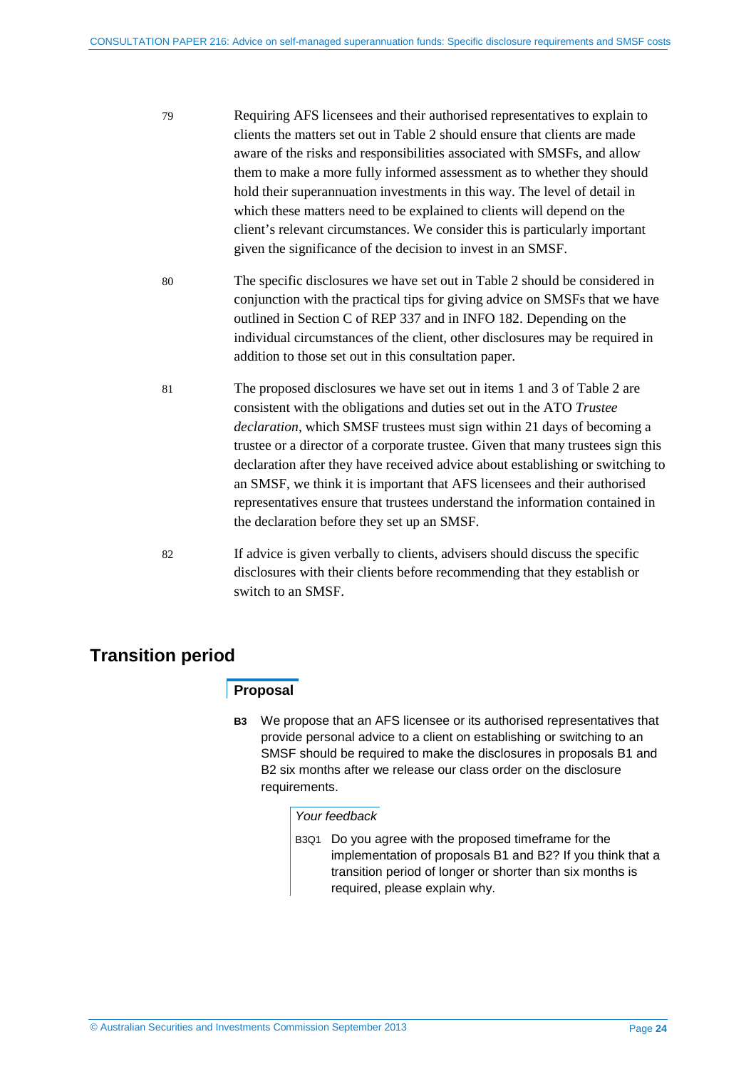79 Requiring AFS licensees and their authorised representatives to explain to clients the matters set out in Table 2 should ensure that clients are made aware of the risks and responsibilities associated with SMSFs, and allow them to make a more fully informed assessment as to whether they should hold their superannuation investments in this way. The level of detail in which these matters need to be explained to clients will depend on the client's relevant circumstances. We consider this is particularly important given the significance of the decision to invest in an SMSF.

80 The specific disclosures we have set out in Table 2 should be considered in conjunction with the practical tips for giving advice on SMSFs that we have outlined in Section C of REP 337 and in INFO 182. Depending on the individual circumstances of the client, other disclosures may be required in addition to those set out in this consultation paper.

81 The proposed disclosures we have set out in items 1 and 3 of Table 2 are consistent with the obligations and duties set out in the ATO *Trustee declaration*, which SMSF trustees must sign within 21 days of becoming a trustee or a director of a corporate trustee. Given that many trustees sign this declaration after they have received advice about establishing or switching to an SMSF, we think it is important that AFS licensees and their authorised representatives ensure that trustees understand the information contained in the declaration before they set up an SMSF.

82 If advice is given verbally to clients, advisers should discuss the specific disclosures with their clients before recommending that they establish or switch to an SMSF.

## Transition period

### Proposal

**B3** We propose that an AFS licensee or its authorised representatives that provide personal advice to a client on establishing or switching to an SMSF should be required to make the disclosures in proposals B1 and B2 six months after we release our class order on the disclosure requirements.

*Your feedback*

B3Q1 Do you agree with the proposed timeframe for the implementation of proposals B1 and B2? If you think that a transition period of longer or shorter than six months is required, please explain why.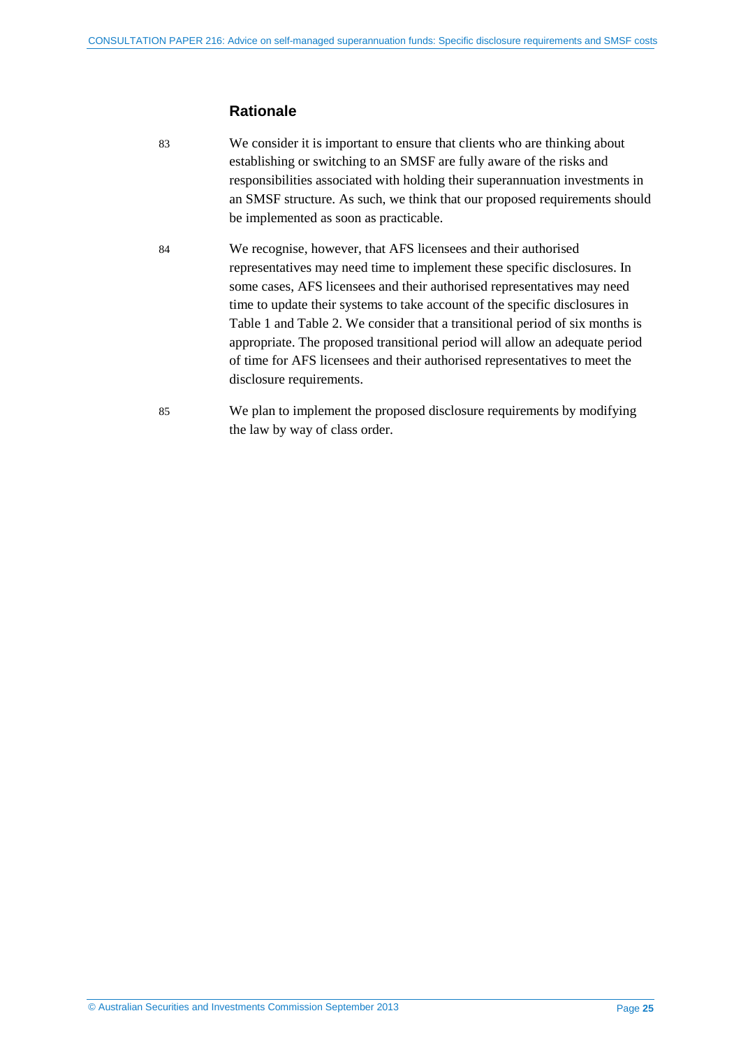### Rationale

83 We consider it is important to ensure that clients who are thinking about establishing or switching to an SMSF are fully aware of the risks and responsibilities associated with holding their superannuation investments in an SMSF structure. As such, we think that our proposed requirements should be implemented as soon as practicable.

84 We recognise, however, that AFS licensees and their authorised representatives may need time to implement these specific disclosures. In some cases, AFS licensees and their authorised representatives may need time to update their systems to take account of the specific disclosures in Table 1 and Table 2. We consider that a transitional period of six months is appropriate. The proposed transitional period will allow an adequate period of time for AFS licensees and their authorised representatives to meet the disclosure requirements.

85 We plan to implement the proposed disclosure requirements by modifying the law by way of class order.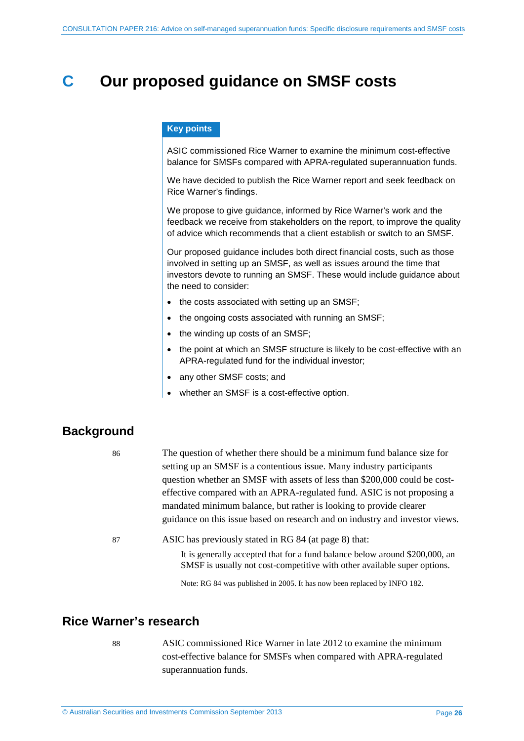# C Our proposed guidance on SMSF costs

**Key points**

ASIC commissioned Rice Warner to examine the minimum cost-effective balance for SMSFs compared with APRA-regulated superannuation funds.

We have decided to publish the Rice Warner report and seek feedback on Rice Warner's findings.

We propose to give guidance, informed by Rice Warner's work and the feedback we receive from stakeholders on the report, to improve the quality of advice which recommends that a client establish or switch to an SMSF.

Our proposed guidance includes both direct financial costs, such as those involved in setting up an SMSF, as well as issues around the time that investors devote to running an SMSF. These would include guidance about the need to consider:

- the costs associated with setting up an SMSF;
- the ongoing costs associated with running an SMSF;
- the winding up costs of an SMSF;
- the point at which an SMSF structure is likely to be cost-effective with an APRA-regulated fund for the individual investor;
- any other SMSF costs; and
- whether an SMSF is a cost-effective option.

## Background

86 The question of whether there should be a minimum fund balance size for setting up an SMSF is a contentious issue. Many industry participants question whether an SMSF with assets of less than $200,000 could be cost-effective compared with an APRA-regulated fund. ASIC is not proposing a mandated minimum balance, but rather is looking to provide clearer guidance on this issue based on research and on industry and investor views.

87 ASIC has previously stated in RG 84 (at page 8) that:

> It is generally accepted that for a fund balance below around $200,000, an SMSF is usually not cost-competitive with other available super options.
>
> Note: RG 84 was published in 2005. It has now been replaced by INFO 182.

## Rice Warner's research

88 ASIC commissioned Rice Warner in late 2012 to examine the minimum cost-effective balance for SMSFs when compared with APRA-regulated superannuation funds.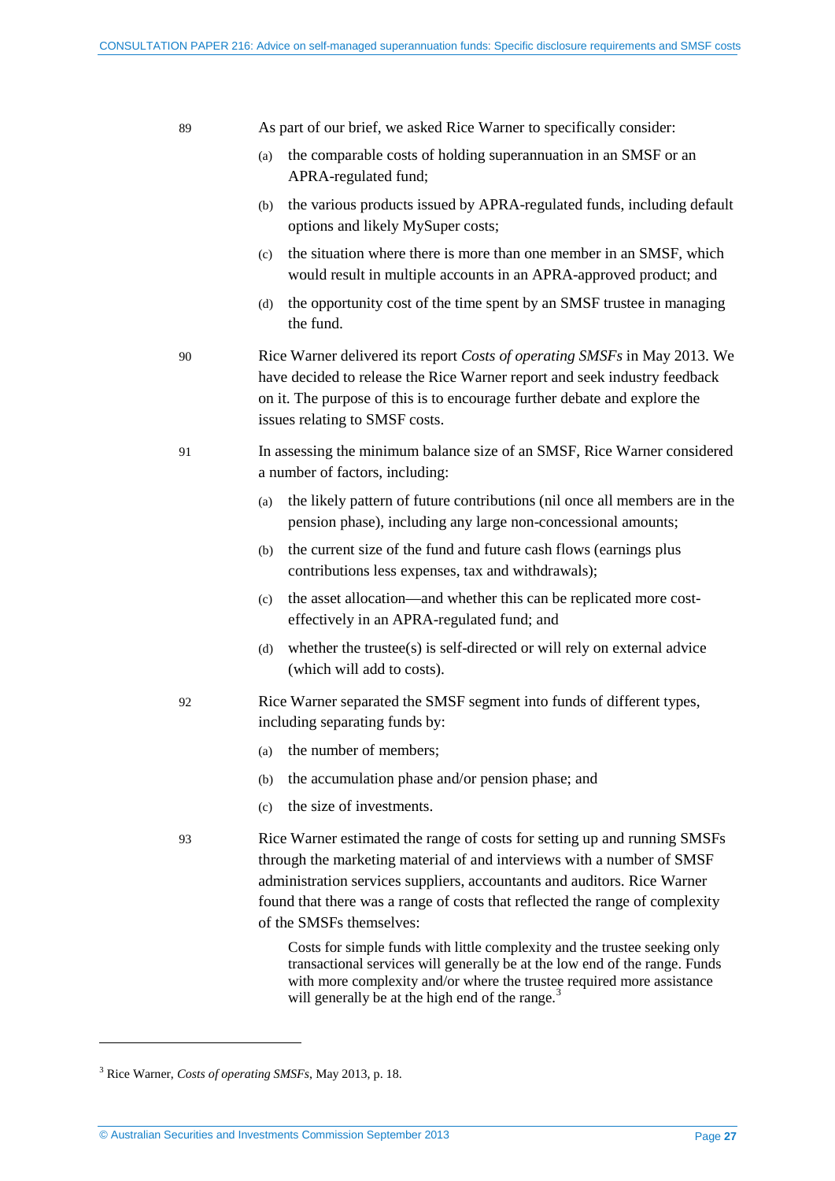89 As part of our brief, we asked Rice Warner to specifically consider:

(a) the comparable costs of holding superannuation in an SMSF or an APRA-regulated fund;

(b) the various products issued by APRA-regulated funds, including default options and likely MySuper costs;

(c) the situation where there is more than one member in an SMSF, which would result in multiple accounts in an APRA-approved product; and

(d) the opportunity cost of the time spent by an SMSF trustee in managing the fund.

90 Rice Warner delivered its report *Costs of operating SMSFs* in May 2013. We have decided to release the Rice Warner report and seek industry feedback on it. The purpose of this is to encourage further debate and explore the issues relating to SMSF costs.

91 In assessing the minimum balance size of an SMSF, Rice Warner considered a number of factors, including:

(a) the likely pattern of future contributions (nil once all members are in the pension phase), including any large non-concessional amounts;

(b) the current size of the fund and future cash flows (earnings plus contributions less expenses, tax and withdrawals);

(c) the asset allocation—and whether this can be replicated more cost-effectively in an APRA-regulated fund; and

(d) whether the trustee(s) is self-directed or will rely on external advice (which will add to costs).

92 Rice Warner separated the SMSF segment into funds of different types, including separating funds by:

(a) the number of members;

(b) the accumulation phase and/or pension phase; and

(c) the size of investments.

93 Rice Warner estimated the range of costs for setting up and running SMSFs through the marketing material of and interviews with a number of SMSF administration services suppliers, accountants and auditors. Rice Warner found that there was a range of costs that reflected the range of complexity of the SMSFs themselves:

> Costs for simple funds with little complexity and the trustee seeking only transactional services will generally be at the low end of the range. Funds with more complexity and/or where the trustee required more assistance will generally be at the high end of the range.[3]

---

[3] Rice Warner, *Costs of operating SMSFs*, May 2013, p. 18.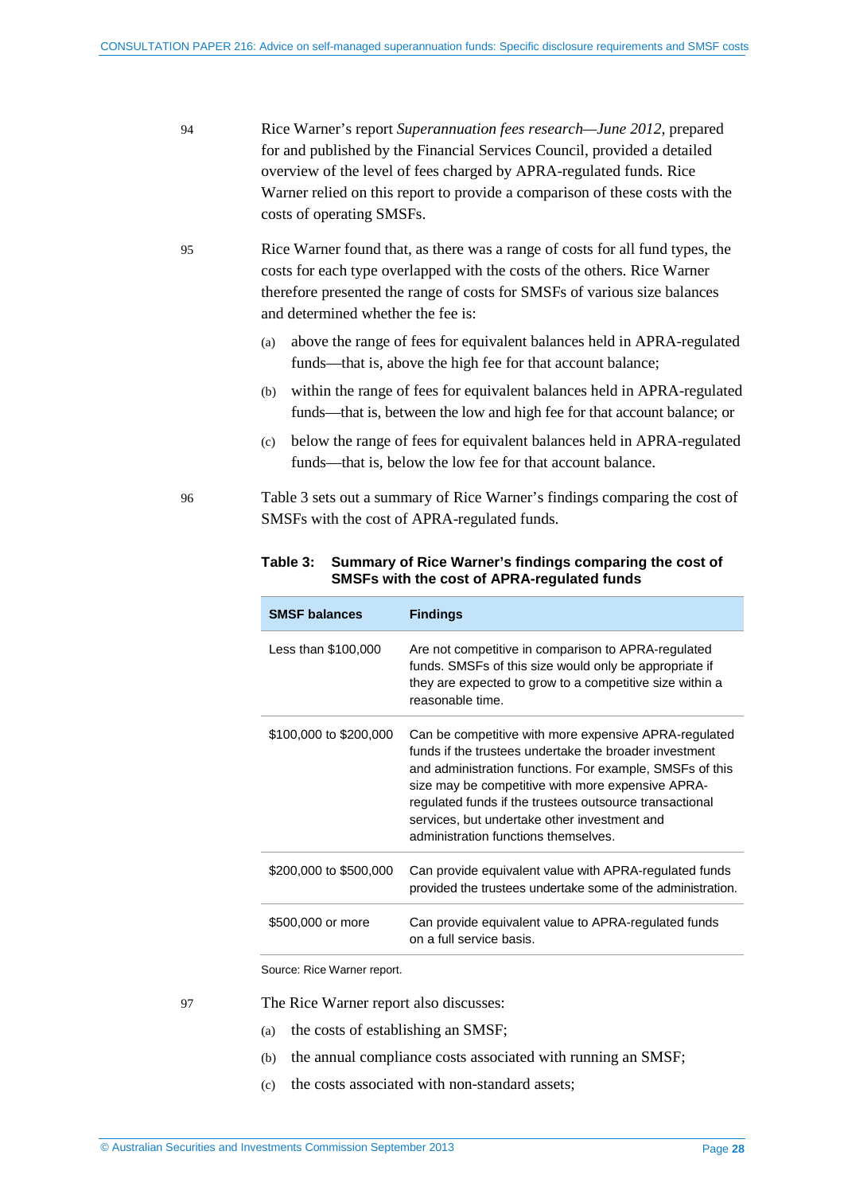94 Rice Warner's report *Superannuation fees research—June 2012*, prepared for and published by the Financial Services Council, provided a detailed overview of the level of fees charged by APRA-regulated funds. Rice Warner relied on this report to provide a comparison of these costs with the costs of operating SMSFs.

95 Rice Warner found that, as there was a range of costs for all fund types, the costs for each type overlapped with the costs of the others. Rice Warner therefore presented the range of costs for SMSFs of various size balances and determined whether the fee is:

(a) above the range of fees for equivalent balances held in APRA-regulated funds—that is, above the high fee for that account balance;

(b) within the range of fees for equivalent balances held in APRA-regulated funds—that is, between the low and high fee for that account balance; or

(c) below the range of fees for equivalent balances held in APRA-regulated funds—that is, below the low fee for that account balance.

96 Table 3 sets out a summary of Rice Warner's findings comparing the cost of SMSFs with the cost of APRA-regulated funds.

**Table 3: Summary of Rice Warner's findings comparing the cost of SMSFs with the cost of APRA-regulated funds**

| SMSF balances | Findings |
|---|---|
| Less than $100,000 | Are not competitive in comparison to APRA-regulated funds. SMSFs of this size would only be appropriate if they are expected to grow to a competitive size within a reasonable time. |
| $100,000 to $200,000 | Can be competitive with more expensive APRA-regulated funds if the trustees undertake the broader investment and administration functions. For example, SMSFs of this size may be competitive with more expensive APRA-regulated funds if the trustees outsource transactional services, but undertake other investment and administration functions themselves. |
| $200,000 to $500,000 | Can provide equivalent value with APRA-regulated funds provided the trustees undertake some of the administration. |
| $500,000 or more | Can provide equivalent value to APRA-regulated funds on a full service basis. |

Source: Rice Warner report.

97 The Rice Warner report also discusses:

(a) the costs of establishing an SMSF;

(b) the annual compliance costs associated with running an SMSF;

(c) the costs associated with non-standard assets;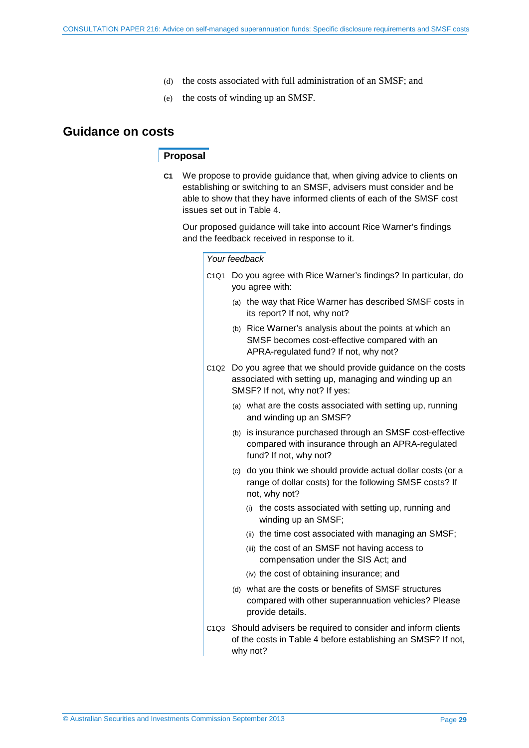(d) the costs associated with full administration of an SMSF; and

(e) the costs of winding up an SMSF.

## Guidance on costs

### Proposal

**C1** We propose to provide guidance that, when giving advice to clients on establishing or switching to an SMSF, advisers must consider and be able to show that they have informed clients of each of the SMSF cost issues set out in Table 4.

Our proposed guidance will take into account Rice Warner's findings and the feedback received in response to it.

*Your feedback*

C1Q1 Do you agree with Rice Warner's findings? In particular, do you agree with:

- (a) the way that Rice Warner has described SMSF costs in its report? If not, why not?
- (b) Rice Warner's analysis about the points at which an SMSF becomes cost-effective compared with an APRA-regulated fund? If not, why not?

C1Q2 Do you agree that we should provide guidance on the costs associated with setting up, managing and winding up an SMSF? If not, why not? If yes:

- (a) what are the costs associated with setting up, running and winding up an SMSF?
- (b) is insurance purchased through an SMSF cost-effective compared with insurance through an APRA-regulated fund? If not, why not?
- (c) do you think we should provide actual dollar costs (or a range of dollar costs) for the following SMSF costs? If not, why not?
  - (i) the costs associated with setting up, running and winding up an SMSF;
  - (ii) the time cost associated with managing an SMSF;
  - (iii) the cost of an SMSF not having access to compensation under the SIS Act; and
  - (iv) the cost of obtaining insurance; and
- (d) what are the costs or benefits of SMSF structures compared with other superannuation vehicles? Please provide details.

C1Q3 Should advisers be required to consider and inform clients of the costs in Table 4 before establishing an SMSF? If not, why not?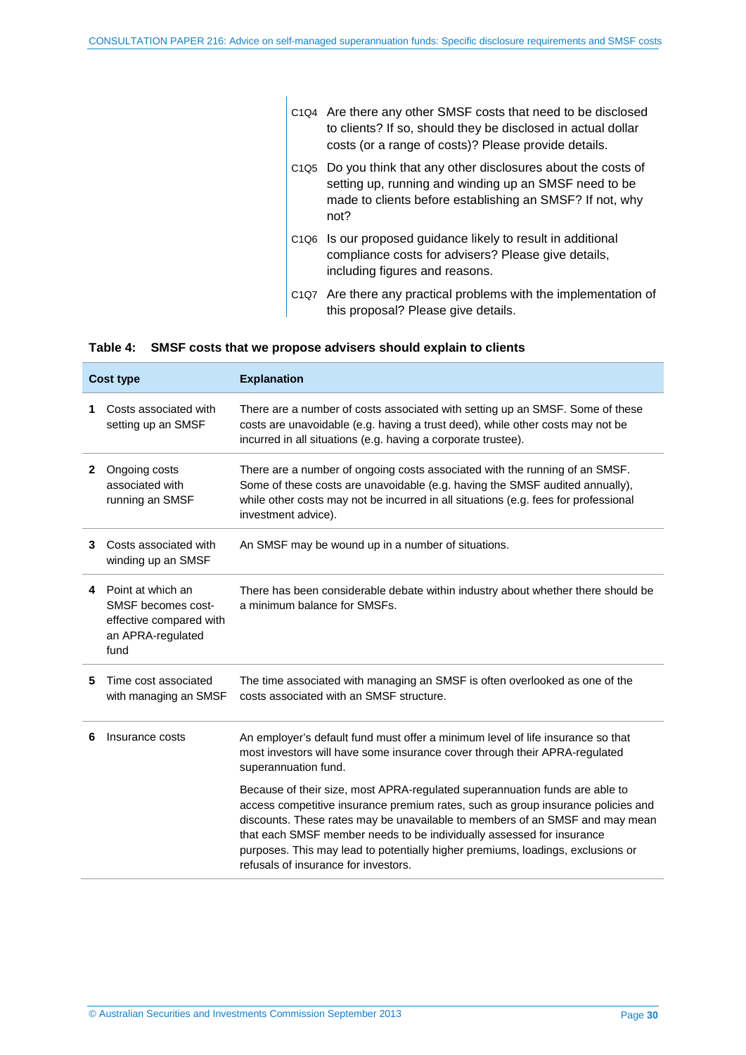C1Q4 Are there any other SMSF costs that need to be disclosed to clients? If so, should they be disclosed in actual dollar costs (or a range of costs)? Please provide details.

C1Q5 Do you think that any other disclosures about the costs of setting up, running and winding up an SMSF need to be made to clients before establishing an SMSF? If not, why not?

C1Q6 Is our proposed guidance likely to result in additional compliance costs for advisers? Please give details, including figures and reasons.

C1Q7 Are there any practical problems with the implementation of this proposal? Please give details.

**Table 4: SMSF costs that we propose advisers should explain to clients**

| | Cost type | Explanation |
|---|---|---|
| **1** | Costs associated with setting up an SMSF | There are a number of costs associated with setting up an SMSF. Some of these costs are unavoidable (e.g. having a trust deed), while other costs may not be incurred in all situations (e.g. having a corporate trustee). |
| **2** | Ongoing costs associated with running an SMSF | There are a number of ongoing costs associated with the running of an SMSF. Some of these costs are unavoidable (e.g. having the SMSF audited annually), while other costs may not be incurred in all situations (e.g. fees for professional investment advice). |
| **3** | Costs associated with winding up an SMSF | An SMSF may be wound up in a number of situations. |
| **4** | Point at which an SMSF becomes cost-effective compared with an APRA-regulated fund | There has been considerable debate within industry about whether there should be a minimum balance for SMSFs. |
| **5** | Time cost associated with managing an SMSF | The time associated with managing an SMSF is often overlooked as one of the costs associated with an SMSF structure. |
| **6** | Insurance costs | An employer's default fund must offer a minimum level of life insurance so that most investors will have some insurance cover through their APRA-regulated superannuation fund.<br><br>Because of their size, most APRA-regulated superannuation funds are able to access competitive insurance premium rates, such as group insurance policies and discounts. These rates may be unavailable to members of an SMSF and may mean that each SMSF member needs to be individually assessed for insurance purposes. This may lead to potentially higher premiums, loadings, exclusions or refusals of insurance for investors. |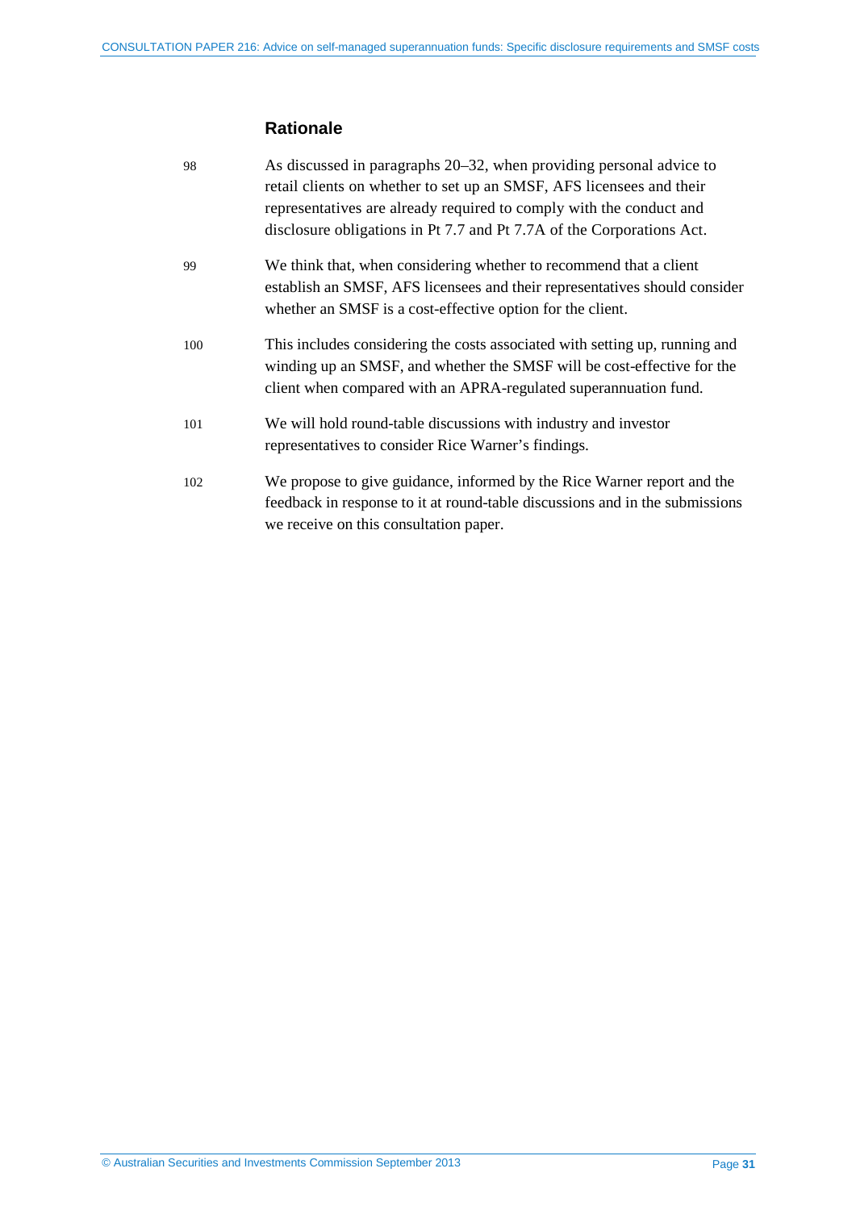### Rationale

98 As discussed in paragraphs 20–32, when providing personal advice to retail clients on whether to set up an SMSF, AFS licensees and their representatives are already required to comply with the conduct and disclosure obligations in Pt 7.7 and Pt 7.7A of the Corporations Act.

99 We think that, when considering whether to recommend that a client establish an SMSF, AFS licensees and their representatives should consider whether an SMSF is a cost-effective option for the client.

100 This includes considering the costs associated with setting up, running and winding up an SMSF, and whether the SMSF will be cost-effective for the client when compared with an APRA-regulated superannuation fund.

101 We will hold round-table discussions with industry and investor representatives to consider Rice Warner's findings.

102 We propose to give guidance, informed by the Rice Warner report and the feedback in response to it at round-table discussions and in the submissions we receive on this consultation paper.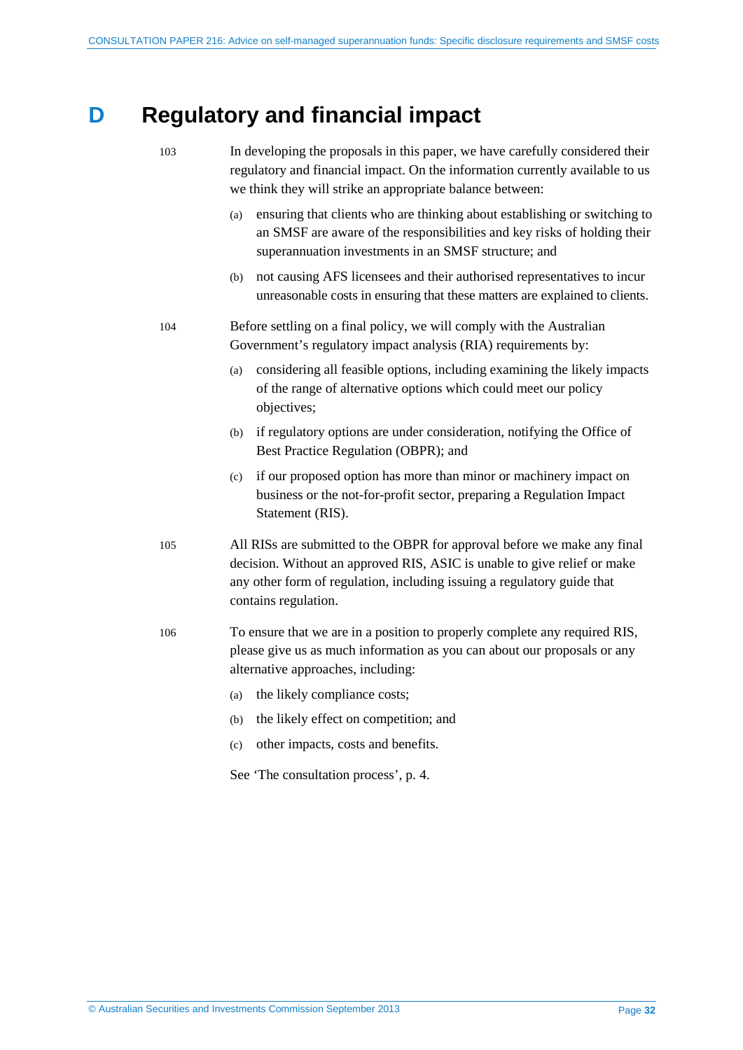# D Regulatory and financial impact

103 In developing the proposals in this paper, we have carefully considered their regulatory and financial impact. On the information currently available to us we think they will strike an appropriate balance between:

(a) ensuring that clients who are thinking about establishing or switching to an SMSF are aware of the responsibilities and key risks of holding their superannuation investments in an SMSF structure; and

(b) not causing AFS licensees and their authorised representatives to incur unreasonable costs in ensuring that these matters are explained to clients.

104 Before settling on a final policy, we will comply with the Australian Government's regulatory impact analysis (RIA) requirements by:

(a) considering all feasible options, including examining the likely impacts of the range of alternative options which could meet our policy objectives;

(b) if regulatory options are under consideration, notifying the Office of Best Practice Regulation (OBPR); and

(c) if our proposed option has more than minor or machinery impact on business or the not-for-profit sector, preparing a Regulation Impact Statement (RIS).

105 All RISs are submitted to the OBPR for approval before we make any final decision. Without an approved RIS, ASIC is unable to give relief or make any other form of regulation, including issuing a regulatory guide that contains regulation.

106 To ensure that we are in a position to properly complete any required RIS, please give us as much information as you can about our proposals or any alternative approaches, including:

(a) the likely compliance costs;

(b) the likely effect on competition; and

(c) other impacts, costs and benefits.

See 'The consultation process', p. 4.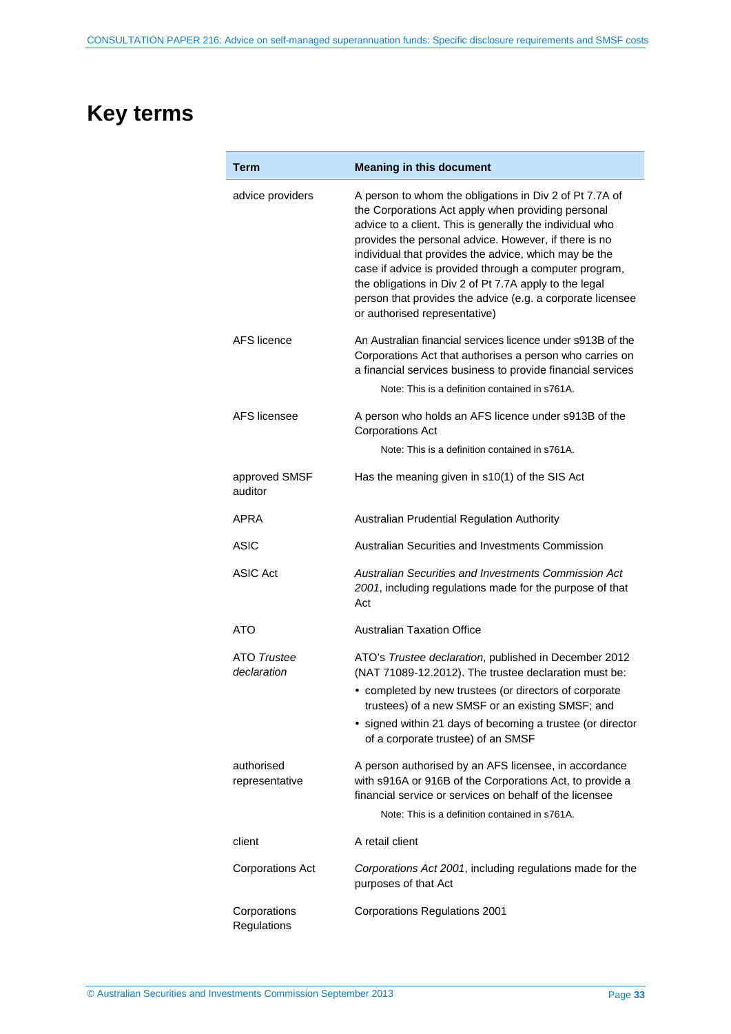# Key terms

| Term | Meaning in this document |
|---|---|
| advice providers | A person to whom the obligations in Div 2 of Pt 7.7A of the Corporations Act apply when providing personal advice to a client. This is generally the individual who provides the personal advice. However, if there is no individual that provides the advice, which may be the case if advice is provided through a computer program, the obligations in Div 2 of Pt 7.7A apply to the legal person that provides the advice (e.g. a corporate licensee or authorised representative) |
| AFS licence | An Australian financial services licence under s913B of the Corporations Act that authorises a person who carries on a financial services business to provide financial services<br><br>Note: This is a definition contained in s761A. |
| AFS licensee | A person who holds an AFS licence under s913B of the Corporations Act<br><br>Note: This is a definition contained in s761A. |
| approved SMSF auditor | Has the meaning given in s10(1) of the SIS Act |
| APRA | Australian Prudential Regulation Authority |
| ASIC | Australian Securities and Investments Commission |
| ASIC Act | *Australian Securities and Investments Commission Act 2001*, including regulations made for the purpose of that Act |
| ATO | Australian Taxation Office |
| ATO *Trustee declaration* | ATO's *Trustee declaration*, published in December 2012 (NAT 71089-12.2012). The trustee declaration must be:<br>• completed by new trustees (or directors of corporate trustees) of a new SMSF or an existing SMSF; and<br>• signed within 21 days of becoming a trustee (or director of a corporate trustee) of an SMSF |
| authorised representative | A person authorised by an AFS licensee, in accordance with s916A or 916B of the Corporations Act, to provide a financial service or services on behalf of the licensee<br><br>Note: This is a definition contained in s761A. |
| client | A retail client |
| Corporations Act | *Corporations Act 2001*, including regulations made for the purposes of that Act |
| Corporations Regulations | Corporations Regulations 2001 |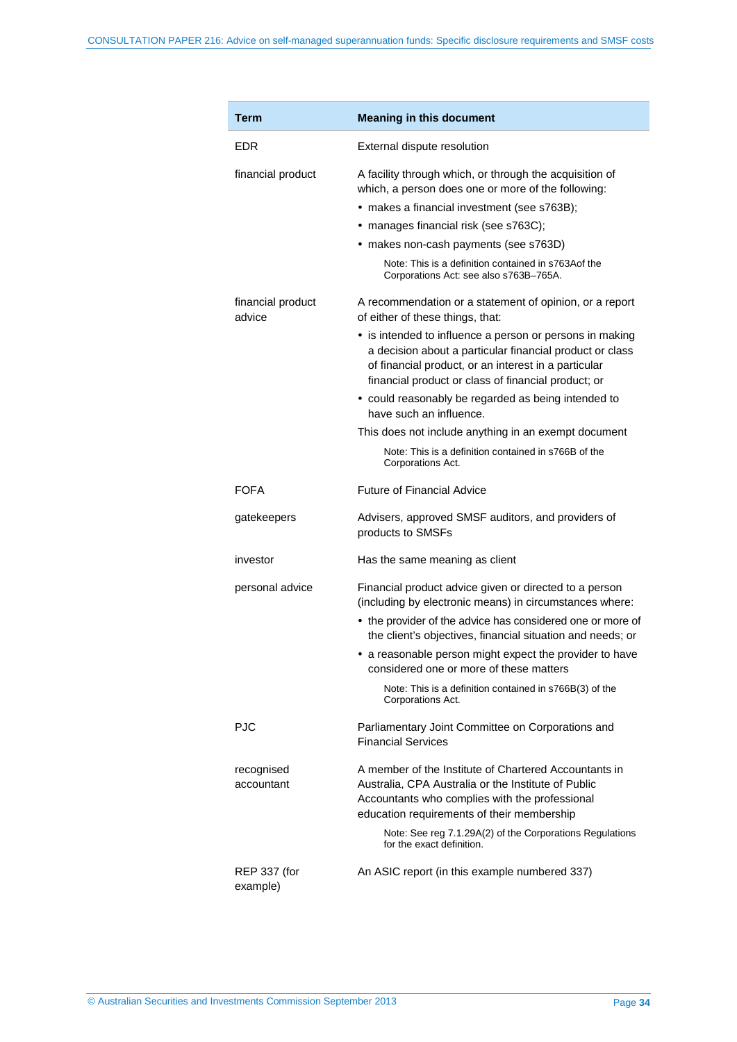| Term | Meaning in this document |
|---|---|
| EDR | External dispute resolution |
| financial product | A facility through which, or through the acquisition of which, a person does one or more of the following:<br>• makes a financial investment (see s763B);<br>• manages financial risk (see s763C);<br>• makes non-cash payments (see s763D)<br>Note: This is a definition contained in s763Aof the Corporations Act: see also s763B–765A. |
| financial product advice | A recommendation or a statement of opinion, or a report of either of these things, that:<br>• is intended to influence a person or persons in making a decision about a particular financial product or class of financial product, or an interest in a particular financial product or class of financial product; or<br>• could reasonably be regarded as being intended to have such an influence.<br>This does not include anything in an exempt document<br>Note: This is a definition contained in s766B of the Corporations Act. |
| FOFA | Future of Financial Advice |
| gatekeepers | Advisers, approved SMSF auditors, and providers of products to SMSFs |
| investor | Has the same meaning as client |
| personal advice | Financial product advice given or directed to a person (including by electronic means) in circumstances where:<br>• the provider of the advice has considered one or more of the client's objectives, financial situation and needs; or<br>• a reasonable person might expect the provider to have considered one or more of these matters<br>Note: This is a definition contained in s766B(3) of the Corporations Act. |
| PJC | Parliamentary Joint Committee on Corporations and Financial Services |
| recognised accountant | A member of the Institute of Chartered Accountants in Australia, CPA Australia or the Institute of Public Accountants who complies with the professional education requirements of their membership<br>Note: See reg 7.1.29A(2) of the Corporations Regulations for the exact definition. |
| REP 337 (for example) | An ASIC report (in this example numbered 337) |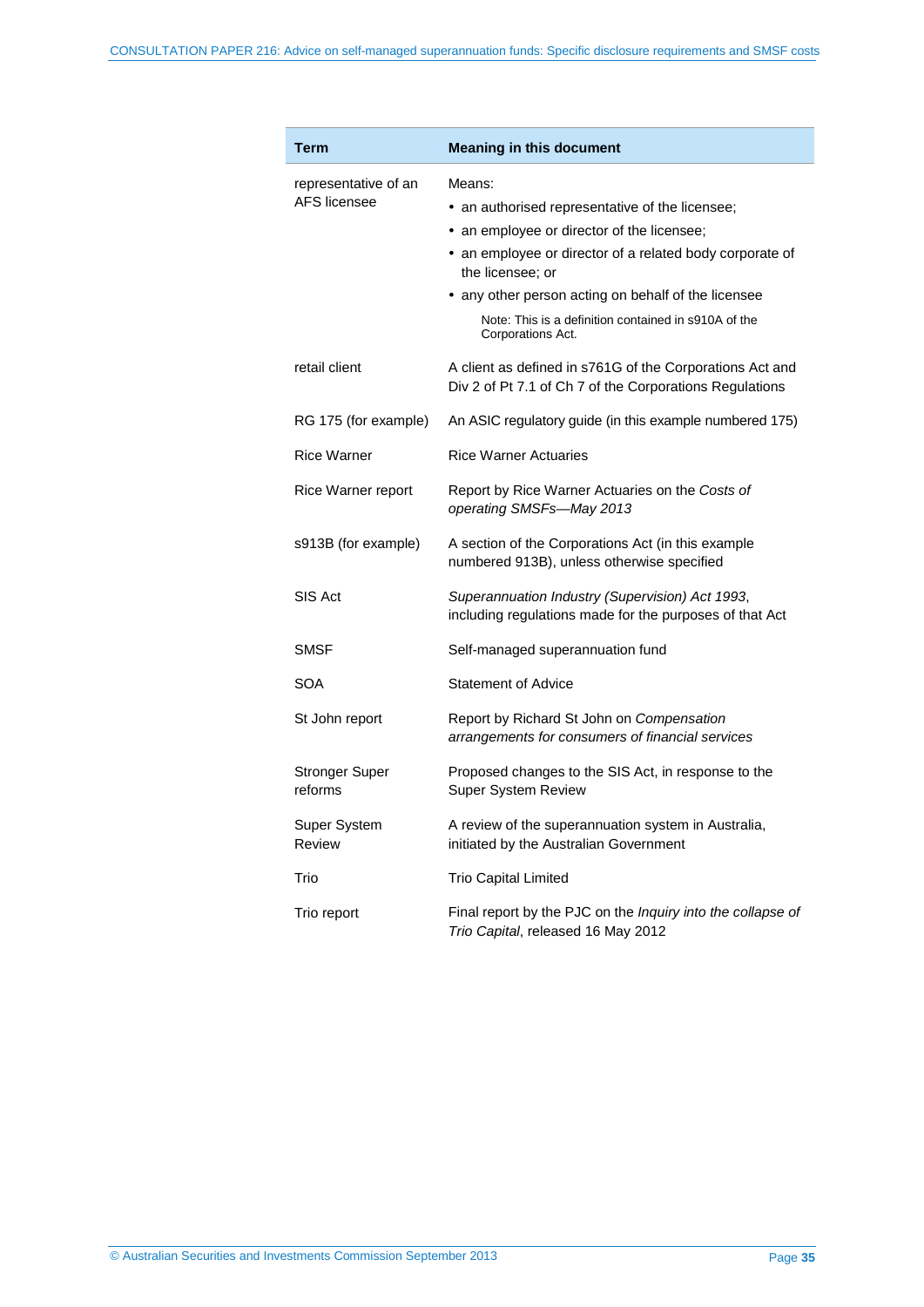| Term | Meaning in this document |
| --- | --- |
| representative of an AFS licensee | Means: <br>• an authorised representative of the licensee; <br>• an employee or director of the licensee; <br>• an employee or director of a related body corporate of the licensee; or <br>• any other person acting on behalf of the licensee <br>Note: This is a definition contained in s910A of the Corporations Act. |
| retail client | A client as defined in s761G of the Corporations Act and Div 2 of Pt 7.1 of Ch 7 of the Corporations Regulations |
| RG 175 (for example) | An ASIC regulatory guide (in this example numbered 175) |
| Rice Warner | Rice Warner Actuaries |
| Rice Warner report | Report by Rice Warner Actuaries on the *Costs of operating SMSFs—May 2013* |
| s913B (for example) | A section of the Corporations Act (in this example numbered 913B), unless otherwise specified |
| SIS Act | *Superannuation Industry (Supervision) Act 1993*, including regulations made for the purposes of that Act |
| SMSF | Self-managed superannuation fund |
| SOA | Statement of Advice |
| St John report | Report by Richard St John on *Compensation arrangements for consumers of financial services* |
| Stronger Super reforms | Proposed changes to the SIS Act, in response to the Super System Review |
| Super System Review | A review of the superannuation system in Australia, initiated by the Australian Government |
| Trio | Trio Capital Limited |
| Trio report | Final report by the PJC on the *Inquiry into the collapse of Trio Capital*, released 16 May 2012 |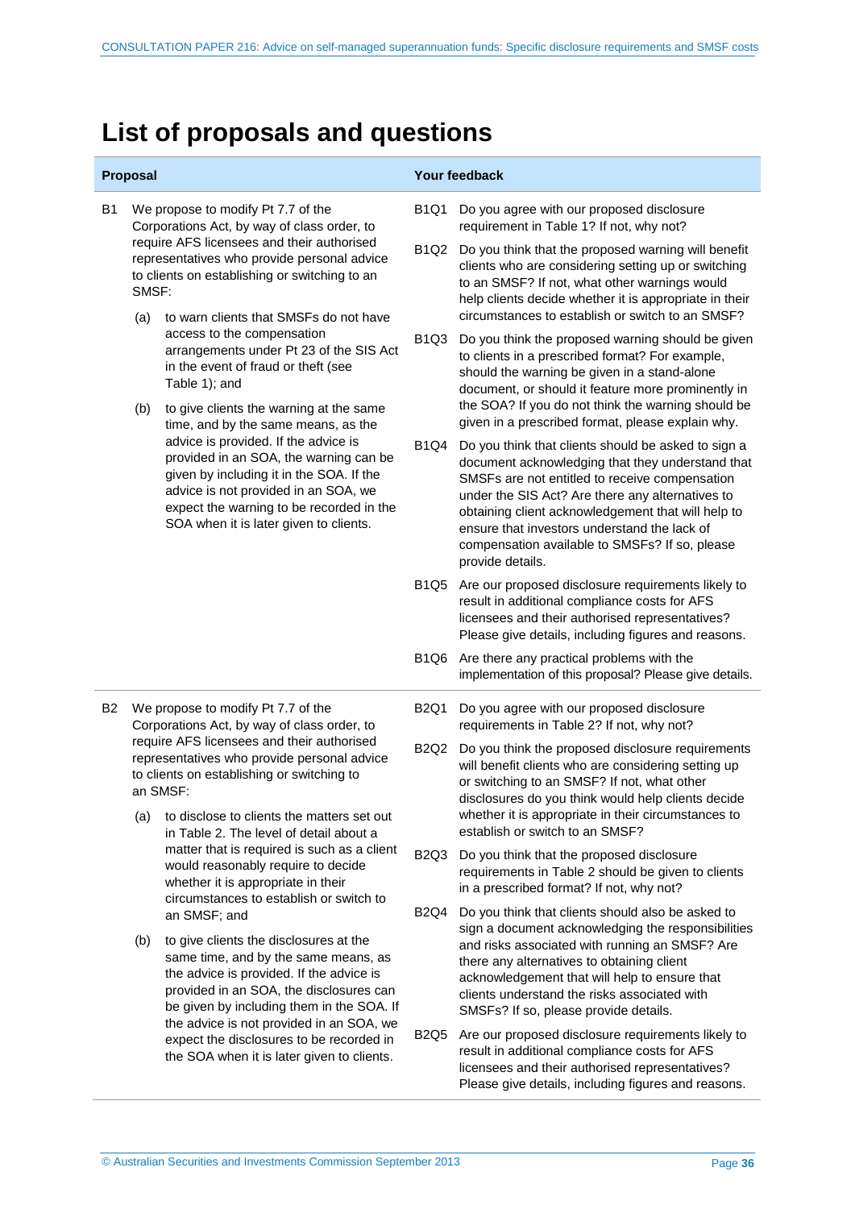# List of proposals and questions

| Proposal | Your feedback |
|---|---|
| **B1** We propose to modify Pt 7.7 of the Corporations Act, by way of class order, to require AFS licensees and their authorised representatives who provide personal advice to clients on establishing or switching to an SMSF:<br><br>(a) to warn clients that SMSFs do not have access to the compensation arrangements under Pt 23 of the SIS Act in the event of fraud or theft (see Table 1); and<br><br>(b) to give clients the warning at the same time, and by the same means, as the advice is provided. If the advice is provided in an SOA, the warning can be given by including it in the SOA. If the advice is not provided in an SOA, we expect the warning to be recorded in the SOA when it is later given to clients. | **B1Q1** Do you agree with our proposed disclosure requirement in Table 1? If not, why not?<br><br>**B1Q2** Do you think that the proposed warning will benefit clients who are considering setting up or switching to an SMSF? If not, what other warnings would help clients decide whether it is appropriate in their circumstances to establish or switch to an SMSF?<br><br>**B1Q3** Do you think the proposed warning should be given to clients in a prescribed format? For example, should the warning be given in a stand-alone document, or should it feature more prominently in the SOA? If you do not think the warning should be given in a prescribed format, please explain why.<br><br>**B1Q4** Do you think that clients should be asked to sign a document acknowledging that they understand that SMSFs are not entitled to receive compensation under the SIS Act? Are there any alternatives to obtaining client acknowledgement that will help to ensure that investors understand the lack of compensation available to SMSFs? If so, please provide details.<br><br>**B1Q5** Are our proposed disclosure requirements likely to result in additional compliance costs for AFS licensees and their authorised representatives? Please give details, including figures and reasons.<br><br>**B1Q6** Are there any practical problems with the implementation of this proposal? Please give details. |
| **B2** We propose to modify Pt 7.7 of the Corporations Act, by way of class order, to require AFS licensees and their authorised representatives who provide personal advice to clients on establishing or switching to an SMSF:<br><br>(a) to disclose to clients the matters set out in Table 2. The level of detail about a matter that is required is such as a client would reasonably require to decide whether it is appropriate in their circumstances to establish or switch to an SMSF; and<br><br>(b) to give clients the disclosures at the same time, and by the same means, as the advice is provided. If the advice is provided in an SOA, the disclosures can be given by including them in the SOA. If the advice is not provided in an SOA, we expect the disclosures to be recorded in the SOA when it is later given to clients. | **B2Q1** Do you agree with our proposed disclosure requirements in Table 2? If not, why not?<br><br>**B2Q2** Do you think the proposed disclosure requirements will benefit clients who are considering setting up or switching to an SMSF? If not, what other disclosures do you think would help clients decide whether it is appropriate in their circumstances to establish or switch to an SMSF?<br><br>**B2Q3** Do you think that the proposed disclosure requirements in Table 2 should be given to clients in a prescribed format? If not, why not?<br><br>**B2Q4** Do you think that clients should also be asked to sign a document acknowledging the responsibilities and risks associated with running an SMSF? Are there any alternatives to obtaining client acknowledgement that will help to ensure that clients understand the risks associated with SMSFs? If so, please provide details.<br><br>**B2Q5** Are our proposed disclosure requirements likely to result in additional compliance costs for AFS licensees and their authorised representatives? Please give details, including figures and reasons. |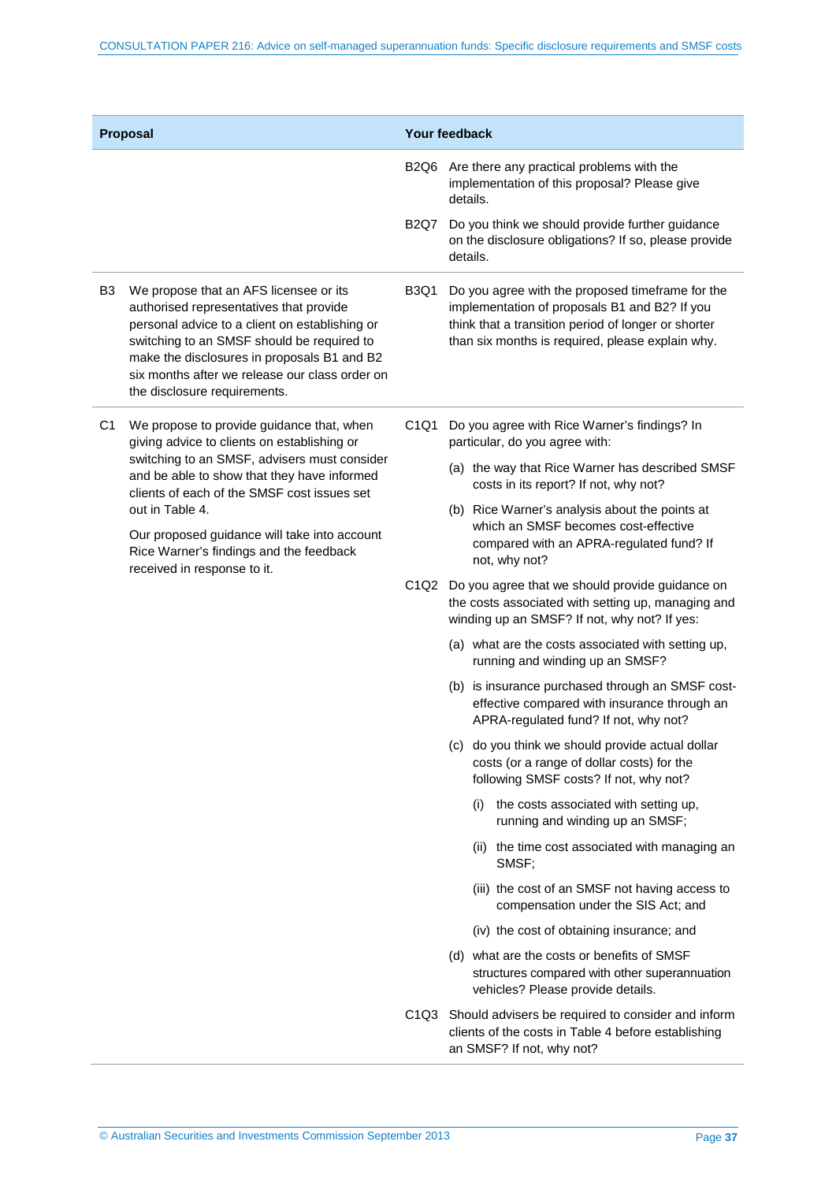| Proposal | Your feedback |
|---|---|
| | B2Q6 Are there any practical problems with the implementation of this proposal? Please give details.<br><br>B2Q7 Do you think we should provide further guidance on the disclosure obligations? If so, please provide details. |
| B3 We propose that an AFS licensee or its authorised representatives that provide personal advice to a client on establishing or switching to an SMSF should be required to make the disclosures in proposals B1 and B2 six months after we release our class order on the disclosure requirements. | B3Q1 Do you agree with the proposed timeframe for the implementation of proposals B1 and B2? If you think that a transition period of longer or shorter than six months is required, please explain why. |
| C1 We propose to provide guidance that, when giving advice to clients on establishing or switching to an SMSF, advisers must consider and be able to show that they have informed clients of each of the SMSF cost issues set out in Table 4.<br><br>Our proposed guidance will take into account Rice Warner's findings and the feedback received in response to it. | C1Q1 Do you agree with Rice Warner's findings? In particular, do you agree with:<br><br>(a) the way that Rice Warner has described SMSF costs in its report? If not, why not?<br><br>(b) Rice Warner's analysis about the points at which an SMSF becomes cost-effective compared with an APRA-regulated fund? If not, why not?<br><br>C1Q2 Do you agree that we should provide guidance on the costs associated with setting up, managing and winding up an SMSF? If not, why not? If yes:<br><br>(a) what are the costs associated with setting up, running and winding up an SMSF?<br><br>(b) is insurance purchased through an SMSF cost-effective compared with insurance through an APRA-regulated fund? If not, why not?<br><br>(c) do you think we should provide actual dollar costs (or a range of dollar costs) for the following SMSF costs? If not, why not?<br><br>(i) the costs associated with setting up, running and winding up an SMSF;<br><br>(ii) the time cost associated with managing an SMSF;<br><br>(iii) the cost of an SMSF not having access to compensation under the SIS Act; and<br><br>(iv) the cost of obtaining insurance; and<br><br>(d) what are the costs or benefits of SMSF structures compared with other superannuation vehicles? Please provide details.<br><br>C1Q3 Should advisers be required to consider and inform clients of the costs in Table 4 before establishing an SMSF? If not, why not? |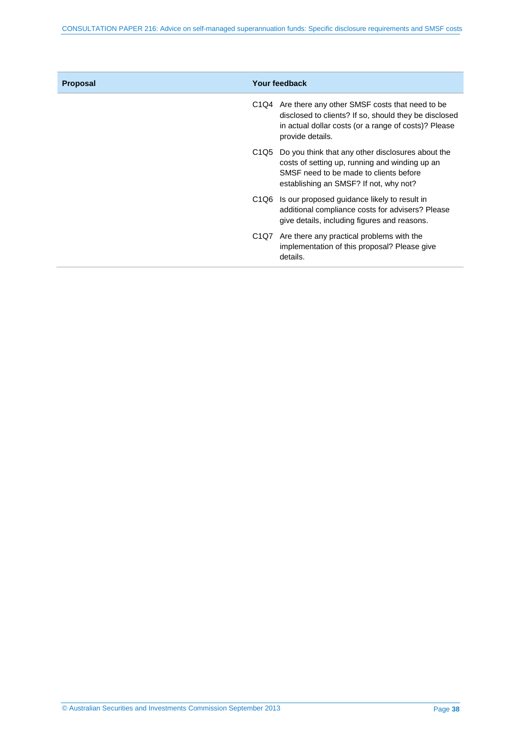| Proposal | Your feedback |
|---|---|
| | C1Q4 Are there any other SMSF costs that need to be disclosed to clients? If so, should they be disclosed in actual dollar costs (or a range of costs)? Please provide details. |
| | C1Q5 Do you think that any other disclosures about the costs of setting up, running and winding up an SMSF need to be made to clients before establishing an SMSF? If not, why not? |
| | C1Q6 Is our proposed guidance likely to result in additional compliance costs for advisers? Please give details, including figures and reasons. |
| | C1Q7 Are there any practical problems with the implementation of this proposal? Please give details. |